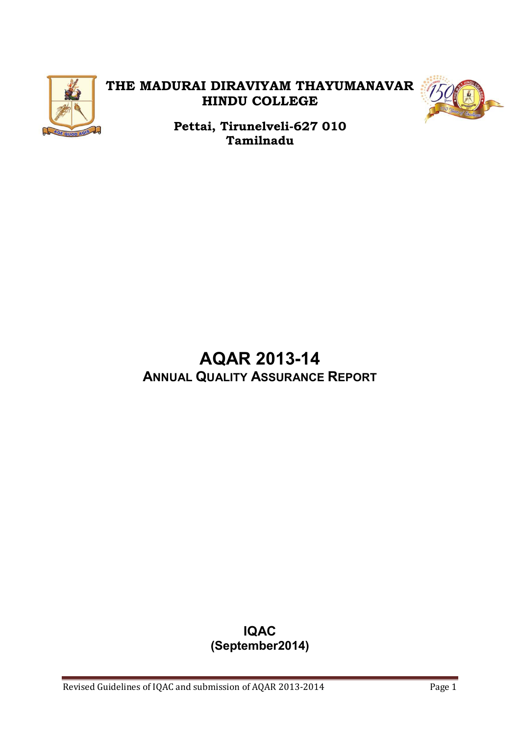**THE MADURAI DIRAVIYAM THAYUMANAVAR HINDU COLLEGE**

**Pettai, Tirunelveli-627 010**
**Tamilnadu**

# AQAR 2013-14

## ANNUAL QUALITY ASSURANCE REPORT

**IQAC**
**(September2014)**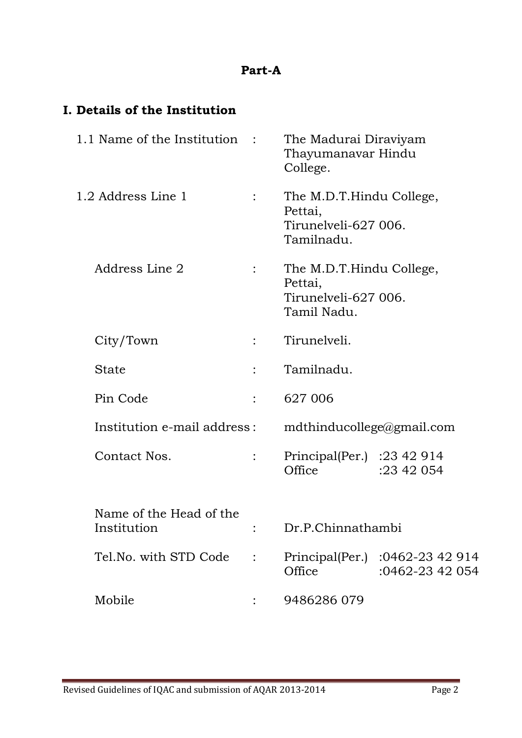**Part-A**

## I. Details of the Institution

| | | |
|---|---|---|
| 1.1 Name of the Institution | : | The Madurai Diraviyam Thayumanavar Hindu College. |
| 1.2 Address Line 1 | : | The M.D.T.Hindu College, Pettai, Tirunelveli-627 006. Tamilnadu. |
| Address Line 2 | : | The M.D.T.Hindu College, Pettai, Tirunelveli-627 006. Tamil Nadu. |
| City/Town | : | Tirunelveli. |
| State | : | Tamilnadu. |
| Pin Code | : | 627 006 |
| Institution e-mail address | : | mdthinducollege@gmail.com |
| Contact Nos. | : | Principal(Per.) :23 42 914<br>Office :23 42 054 |
| Name of the Head of the Institution | : | Dr.P.Chinnathambi |
| Tel.No. with STD Code | : | Principal(Per.) :0462-23 42 914<br>Office :0462-23 42 054 |
| Mobile | : | 9486286 079 |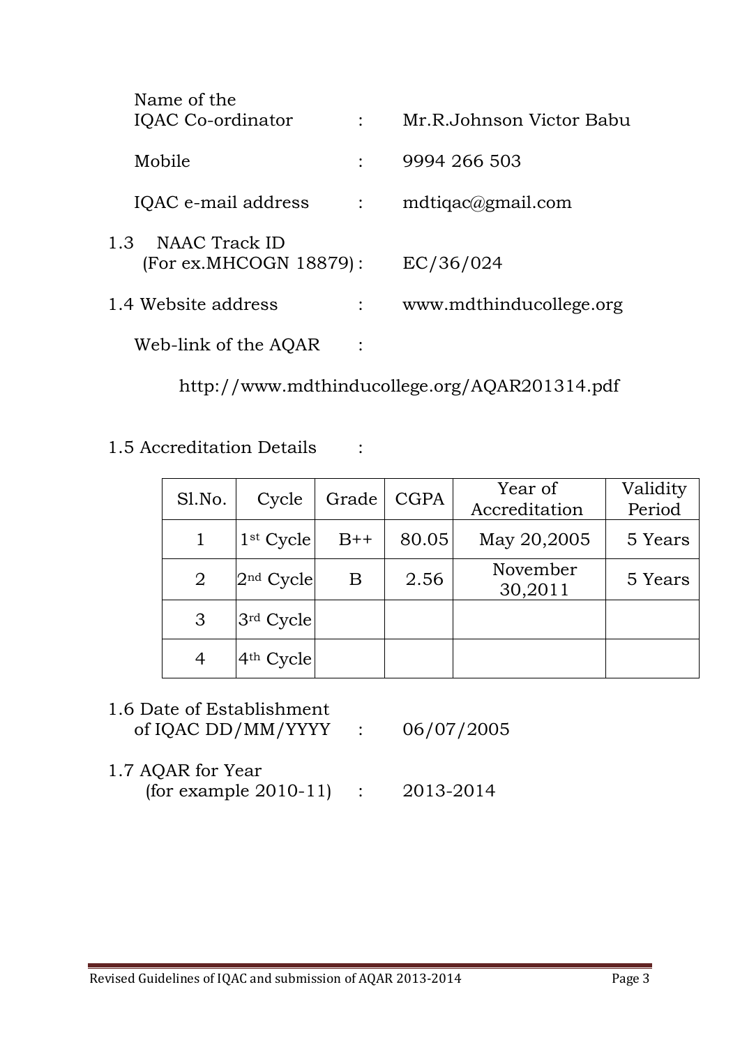Name of the IQAC Co-ordinator : Mr.R.Johnson Victor Babu

Mobile : 9994 266 503

IQAC e-mail address : mdtiqac@gmail.com

1.3 NAAC Track ID (For ex.MHCOGN 18879) : EC/36/024

1.4 Website address : www.mdthinducollege.org

Web-link of the AQAR :

http://www.mdthinducollege.org/AQAR201314.pdf

1.5 Accreditation Details :

| Sl.No. | Cycle | Grade | CGPA | Year of Accreditation | Validity Period |
|---|---|---|---|---|---|
| 1 | 1st Cycle | B++ | 80.05 | May 20,2005 | 5 Years |
| 2 | 2nd Cycle | B | 2.56 | November 30,2011 | 5 Years |
| 3 | 3rd Cycle | | | | |
| 4 | 4th Cycle | | | | |

1.6 Date of Establishment of IQAC DD/MM/YYYY : 06/07/2005

1.7 AQAR for Year (for example 2010-11) : 2013-2014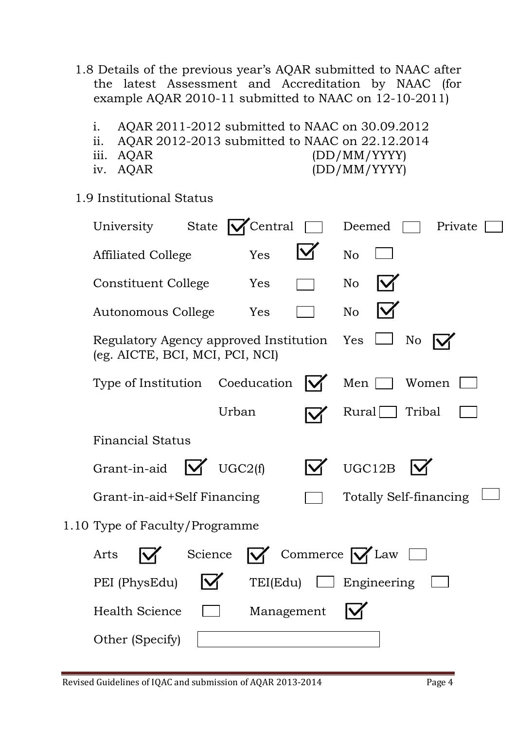1.8 Details of the previous year's AQAR submitted to NAAC after the latest Assessment and Accreditation by NAAC (for example AQAR 2010-11 submitted to NAAC on 12-10-2011)

i. AQAR 2011-2012 submitted to NAAC on 30.09.2012
ii. AQAR 2012-2013 submitted to NAAC on 22.12.2014
iii. AQAR (DD/MM/YYYY)
iv. AQAR (DD/MM/YYYY)

1.9 Institutional Status

University State ☑ Central ☐ Deemed ☐ Private ☐

Affiliated College Yes ☑ No ☐

Constituent College Yes ☐ No ☑

Autonomous College Yes ☐ No ☑

Regulatory Agency approved Institution (eg. AICTE, BCI, MCI, PCI, NCI) Yes ☐ No ☑

Type of Institution Coeducation ☑ Men ☐ Women ☐

Urban ☑ Rural ☐ Tribal ☐

Financial Status

Grant-in-aid ☑ UGC2(f) ☑ UGC12B ☑

Grant-in-aid+Self Financing ☐ Totally Self-financing ☐

1.10 Type of Faculty/Programme

Arts ☑ Science ☑ Commerce ☑ Law ☐

PEI (PhysEdu) ☑ TEI(Edu) ☐ Engineering ☐

Health Science ☐ Management ☑

Other (Specify)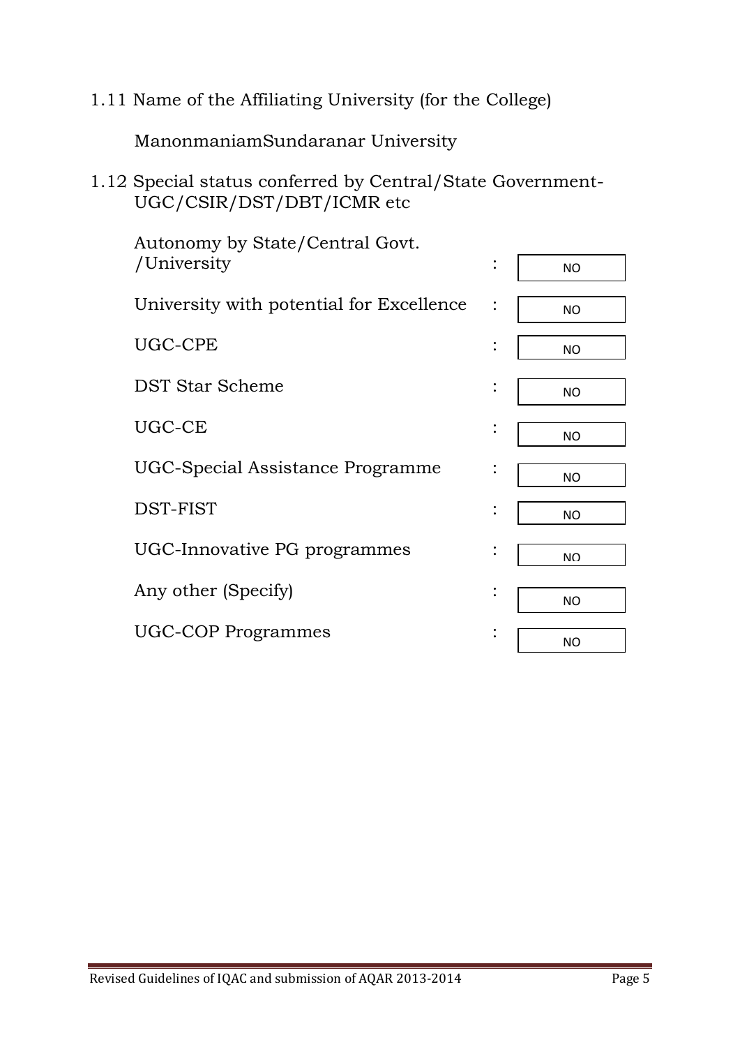1.11 Name of the Affiliating University (for the College)

ManonmaniamSundaranar University

1.12 Special status conferred by Central/State Government- UGC/CSIR/DST/DBT/ICMR etc

| | | |
|---|---|---|
| Autonomy by State/Central Govt. /University | : | NO |
| University with potential for Excellence | : | NO |
| UGC-CPE | : | NO |
| DST Star Scheme | : | NO |
| UGC-CE | : | NO |
| UGC-Special Assistance Programme | : | NO |
| DST-FIST | : | NO |
| UGC-Innovative PG programmes | : | NO |
| Any other (Specify) | : | NO |
| UGC-COP Programmes | : | NO |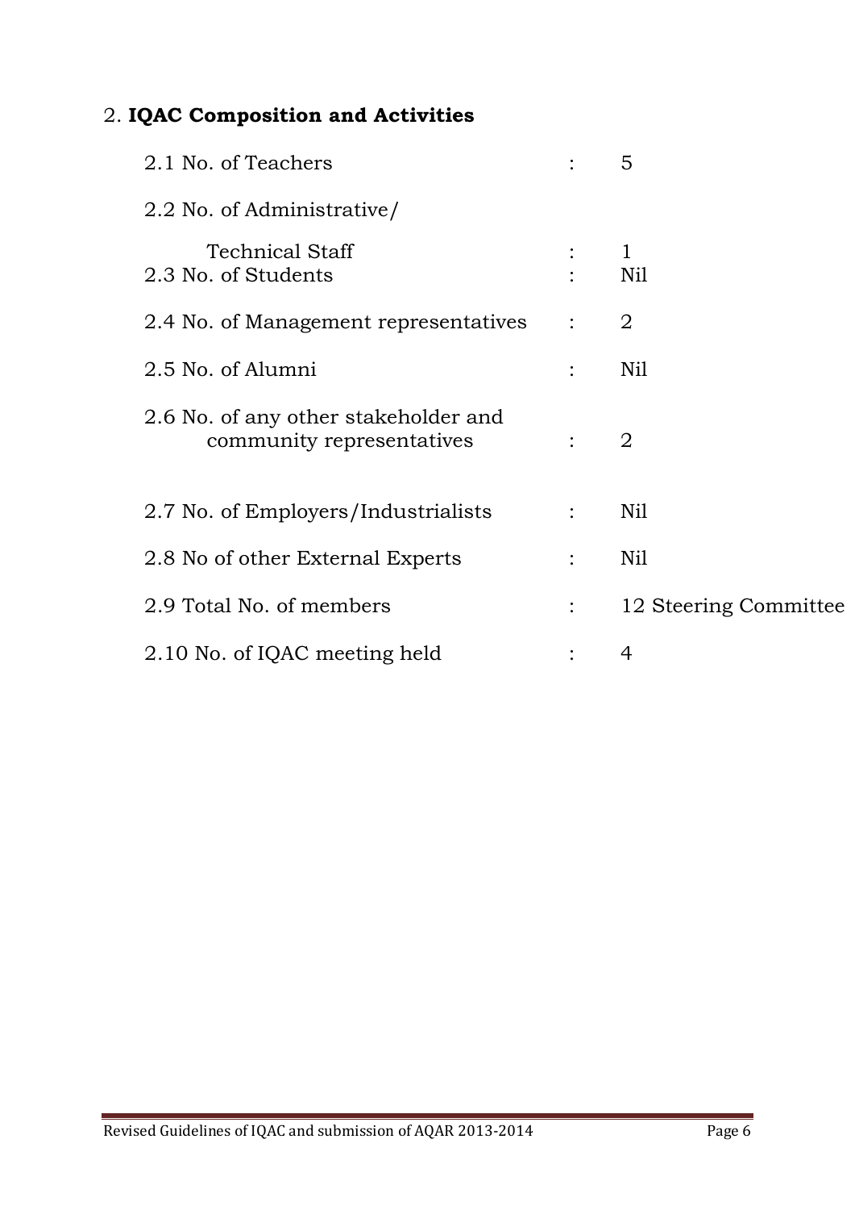## 2. **IQAC Composition and Activities**

| | | |
|---|---|---|
| 2.1 No. of Teachers | : | 5 |
| 2.2 No. of Administrative/ Technical Staff | : | 1 |
| 2.3 No. of Students | : | Nil |
| 2.4 No. of Management representatives | : | 2 |
| 2.5 No. of Alumni | : | Nil |
| 2.6 No. of any other stakeholder and community representatives | : | 2 |
| 2.7 No. of Employers/Industrialists | : | Nil |
| 2.8 No of other External Experts | : | Nil |
| 2.9 Total No. of members | : | 12 Steering Committee |
| 2.10 No. of IQAC meeting held | : | 4 |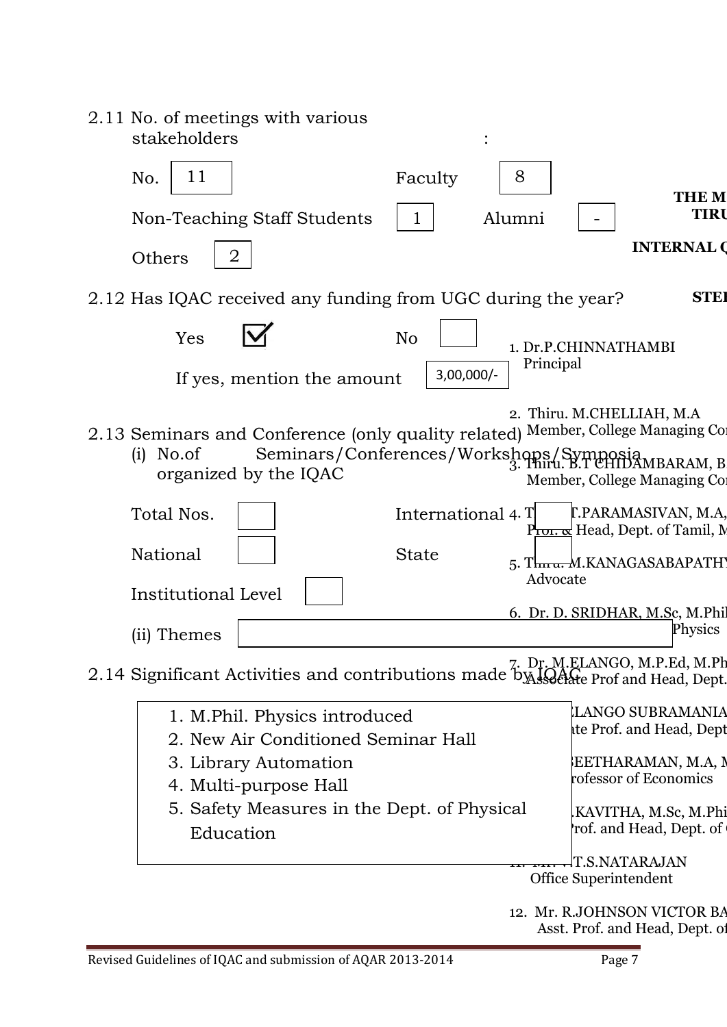2.11 No. of meetings with various stakeholders :

No. 11 Faculty 8

Non-Teaching Staff Students 1 Alumni -

Others 2

2.12 Has IQAC received any funding from UGC during the year?

Yes ☑ No ☐

If yes, mention the amount 3,00,000/-

2.13 Seminars and Conference (only quality related)

(i) No.of Seminars/Conferences/Workshops/Symposia organized by the IQAC

Total Nos. ☐ International ☐

National ☐ State ☐

Institutional Level ☐

(ii) Themes

2.14 Significant Activities and contributions made by IQAC

1. M.Phil. Physics introduced
2. New Air Conditioned Seminar Hall
3. Library Automation
4. Multi-purpose Hall
5. Safety Measures in the Dept. of Physical Education

**THE M**
**TIRU**

**INTERNAL Q**

**STE**

1. Dr.P.CHINNATHAMBI
   Principal

2. Thiru. M.CHELLIAH, M.A
   Member, College Managing Co

3. Thiru. B.T CHIDAMBARAM, B
   Member, College Managing Co

4. T T.PARAMASIVAN, M.A,
   Prof. & Head, Dept. of Tamil, M

5. Thiru. M.KANAGASABAPATH
   Advocate

6. Dr. D. SRIDHAR, M.Sc, M.Phi
   Physics

7. Dr. M.ELANGO, M.P.Ed, M.Ph
   Associate Prof and Head, Dept.

LANGO SUBRAMANIA
te Prof. and Head, Dept

EETHARAMAN, M.A, M
rofessor of Economics

.KAVITHA, M.Sc, M.Phi
rof. and Head, Dept. of

T.S.NATARAJAN
Office Superintendent

12. Mr. R.JOHNSON VICTOR BA
    Asst. Prof. and Head, Dept. o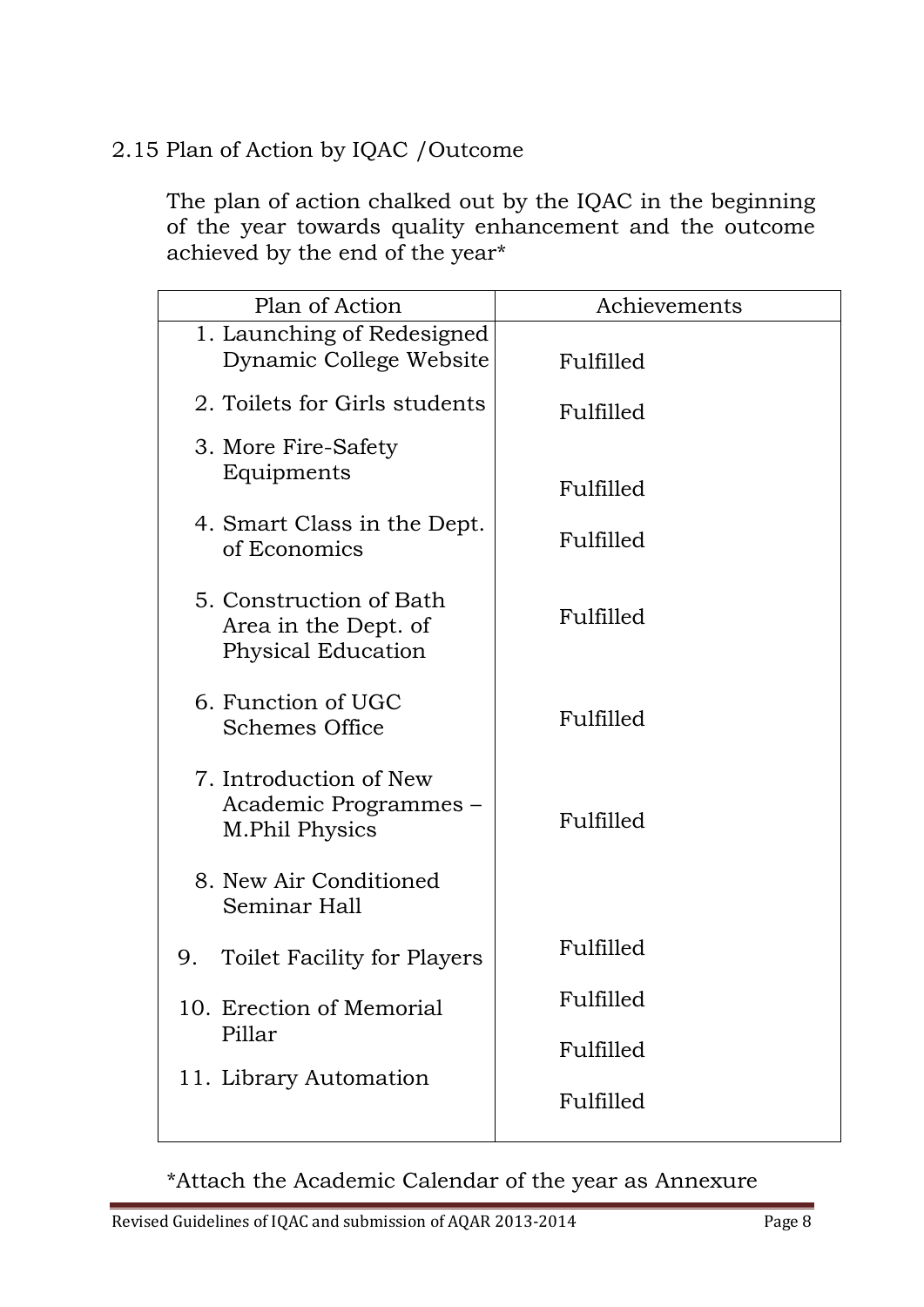2.15 Plan of Action by IQAC /Outcome

The plan of action chalked out by the IQAC in the beginning of the year towards quality enhancement and the outcome achieved by the end of the year*

| Plan of Action | Achievements |
|---|---|
| 1. Launching of Redesigned Dynamic College Website | Fulfilled |
| 2. Toilets for Girls students | Fulfilled |
| 3. More Fire-Safety Equipments | Fulfilled |
| 4. Smart Class in the Dept. of Economics | Fulfilled |
| 5. Construction of Bath Area in the Dept. of Physical Education | Fulfilled |
| 6. Function of UGC Schemes Office | Fulfilled |
| 7. Introduction of New Academic Programmes – M.Phil Physics | Fulfilled |
| 8. New Air Conditioned Seminar Hall | Fulfilled |
| 9. Toilet Facility for Players | Fulfilled |
| 10. Erection of Memorial Pillar | Fulfilled |
| 11. Library Automation | Fulfilled |

*Attach the Academic Calendar of the year as Annexure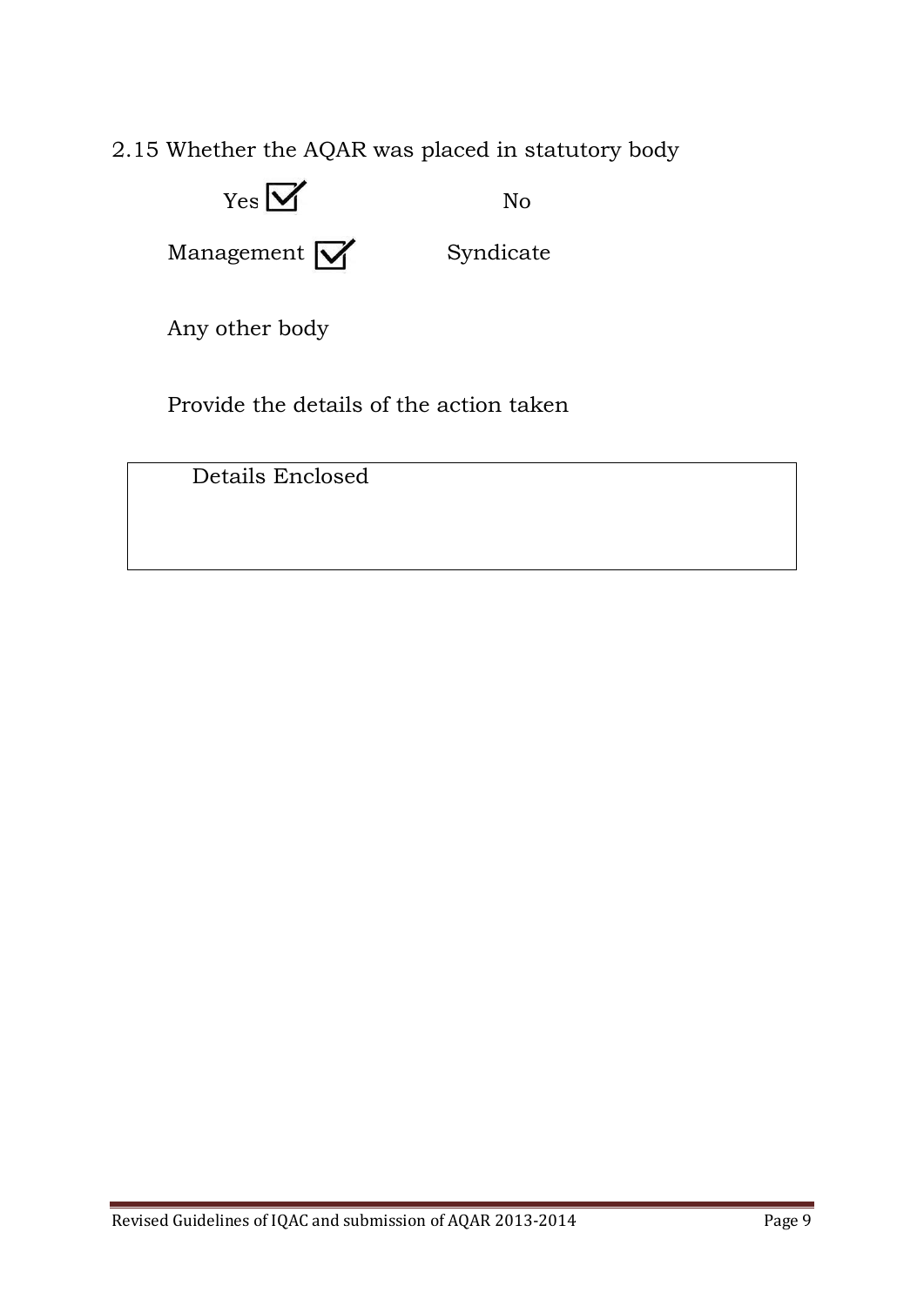2.15 Whether the AQAR was placed in statutory body

Yes ☑ No

Management ☑ Syndicate

Any other body

Provide the details of the action taken

| Details Enclosed |
|---|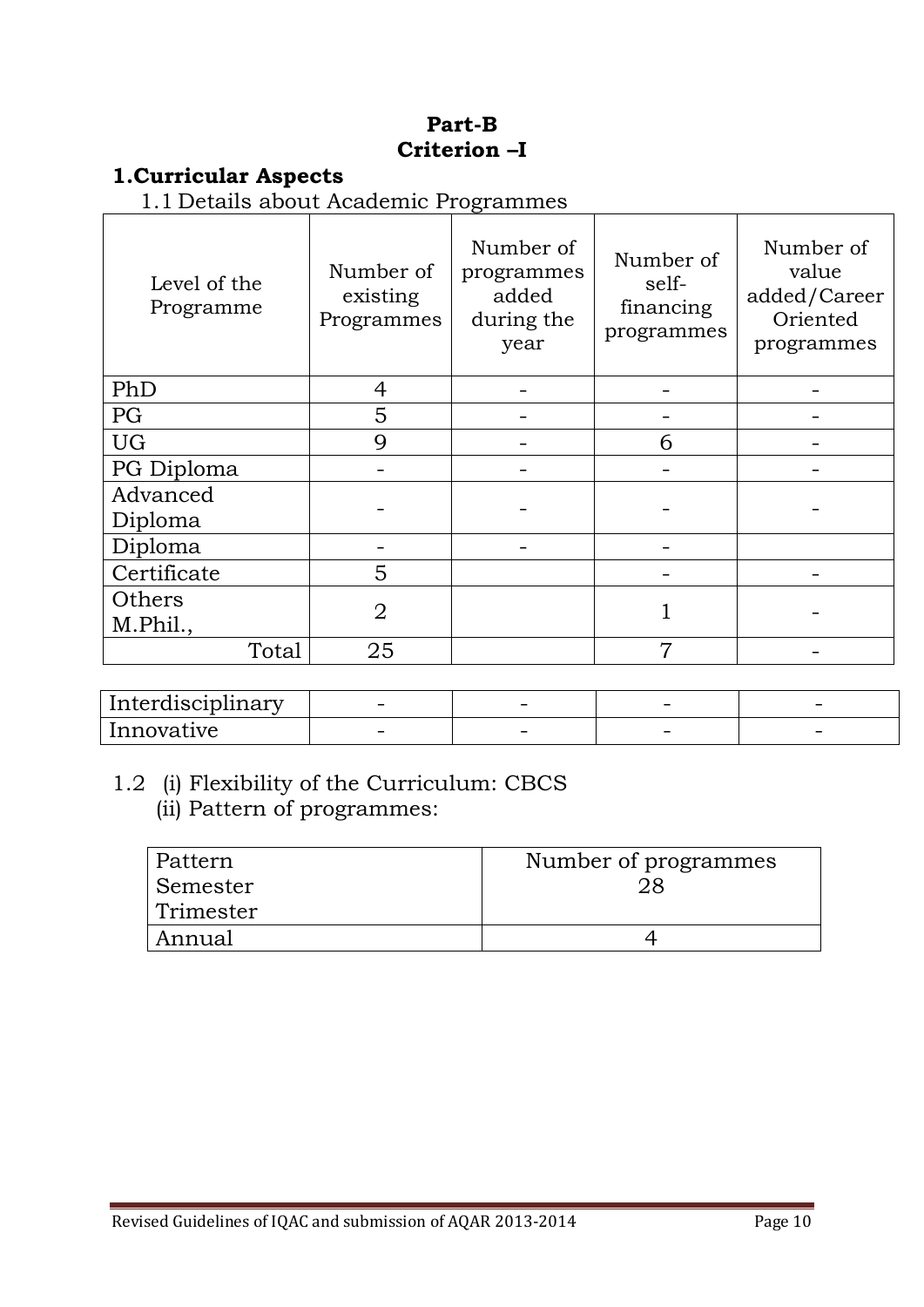# Part-B
# Criterion –I

## 1.Curricular Aspects

1.1 Details about Academic Programmes

| Level of the Programme | Number of existing Programmes | Number of programmes added during the year | Number of self-financing programmes | Number of value added/Career Oriented programmes |
|---|---|---|---|---|
| PhD | 4 | - | - | - |
| PG | 5 | - | - | - |
| UG | 9 | - | 6 | - |
| PG Diploma | - | - | - | - |
| Advanced Diploma | - | - | - | - |
| Diploma | - | - | - | |
| Certificate | 5 | | - | - |
| Others M.Phil., | 2 | | 1 | - |
| Total | 25 | | 7 | - |

| | | | | |
|---|---|---|---|---|
| Interdisciplinary | - | - | - | - |
| Innovative | - | - | - | - |

1.2 (i) Flexibility of the Curriculum: CBCS
(ii) Pattern of programmes:

| Pattern | Number of programmes |
|---|---|
| Semester | 28 |
| Trimester | |
| Annual | 4 |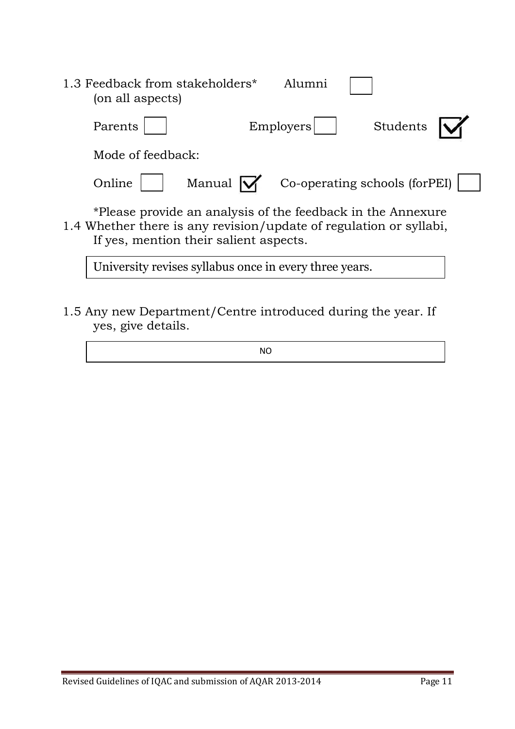1.3 Feedback from stakeholders* (on all aspects)

Alumni ☐ Parents ☐ Employers ☐ Students ☑

Mode of feedback:

Online ☐ Manual ☑ Co-operating schools (forPEI) ☐

*Please provide an analysis of the feedback in the Annexure

1.4 Whether there is any revision/update of regulation or syllabi, If yes, mention their salient aspects.

| University revises syllabus once in every three years. |
|---|

1.5 Any new Department/Centre introduced during the year. If yes, give details.

| NO |
|---|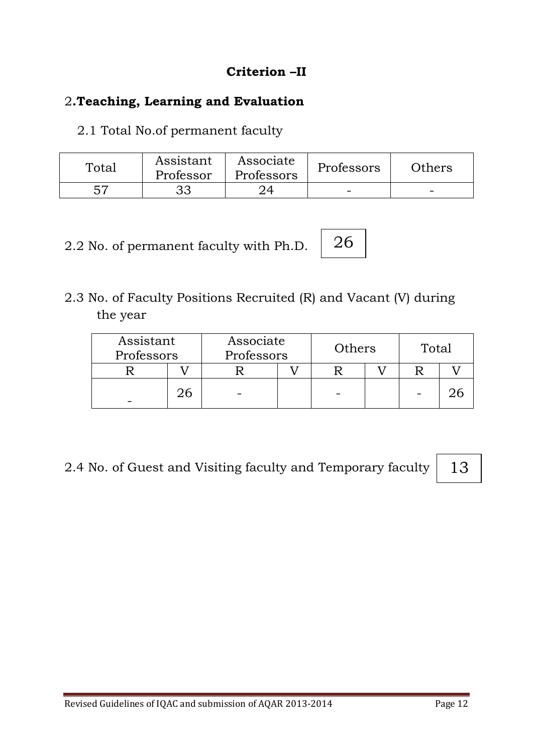## Criterion –II

## 2.**Teaching, Learning and Evaluation**

2.1 Total No.of permanent faculty

| Total | Assistant Professor | Associate Professors | Professors | Others |
|---|---|---|---|---|
| 57 | 33 | 24 | - | - |

2.2 No. of permanent faculty with Ph.D. | 26 |

2.3 No. of Faculty Positions Recruited (R) and Vacant (V) during the year

| Assistant Professors | | Associate Professors | | Others | | Total | |
|---|---|---|---|---|---|---|---|
| R | V | R | V | R | V | R | V |
| - | 26 | - | | - | | - | 26 |

2.4 No. of Guest and Visiting faculty and Temporary faculty | 13 |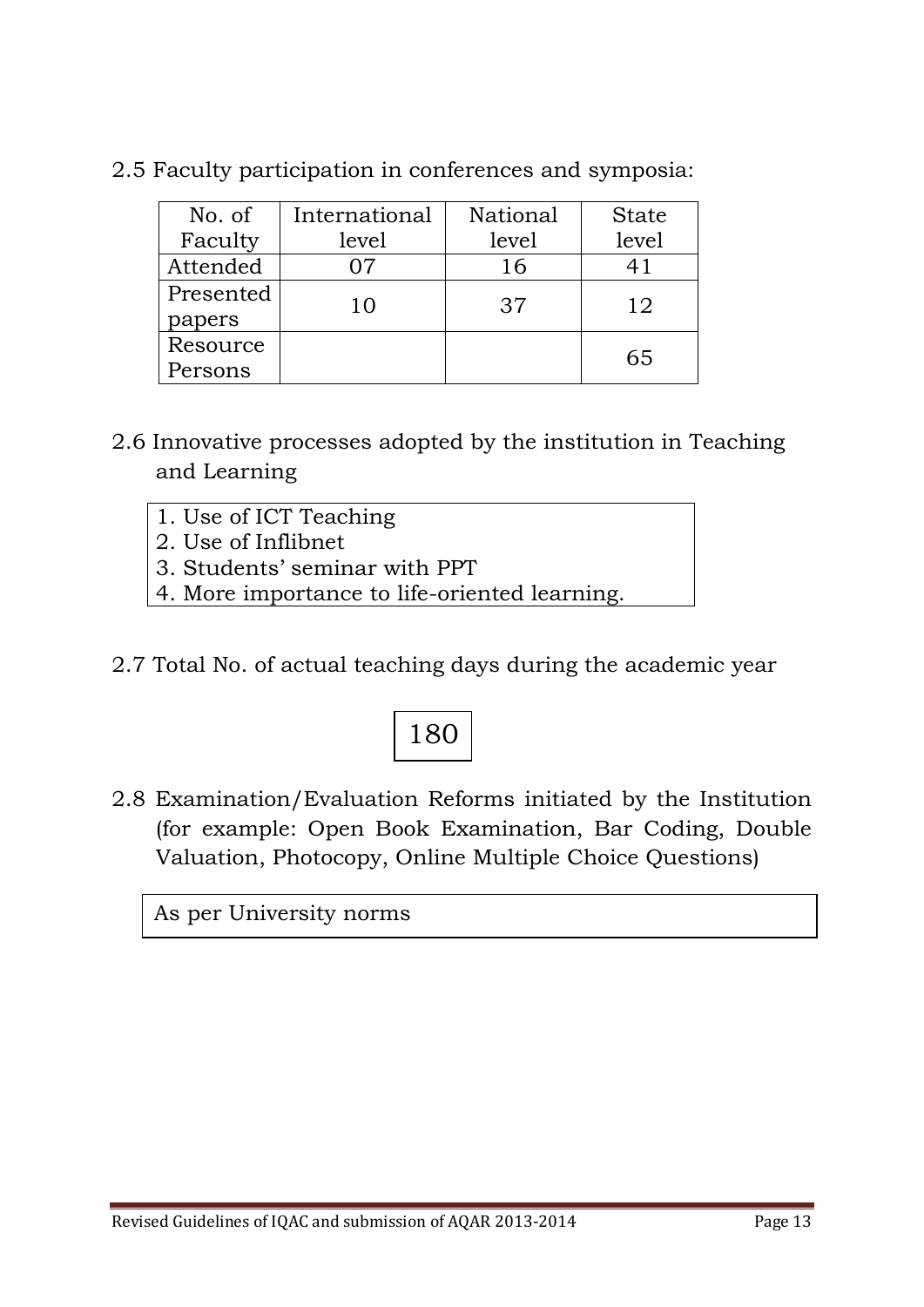2.5 Faculty participation in conferences and symposia:

| No. of Faculty | International level | National level | State level |
| --- | --- | --- | --- |
| Attended | 07 | 16 | 41 |
| Presented papers | 10 | 37 | 12 |
| Resource Persons | | | 65 |

2.6 Innovative processes adopted by the institution in Teaching and Learning

1. Use of ICT Teaching
2. Use of Inflibnet
3. Students' seminar with PPT
4. More importance to life-oriented learning.

2.7 Total No. of actual teaching days during the academic year

180

2.8 Examination/Evaluation Reforms initiated by the Institution (for example: Open Book Examination, Bar Coding, Double Valuation, Photocopy, Online Multiple Choice Questions)

As per University norms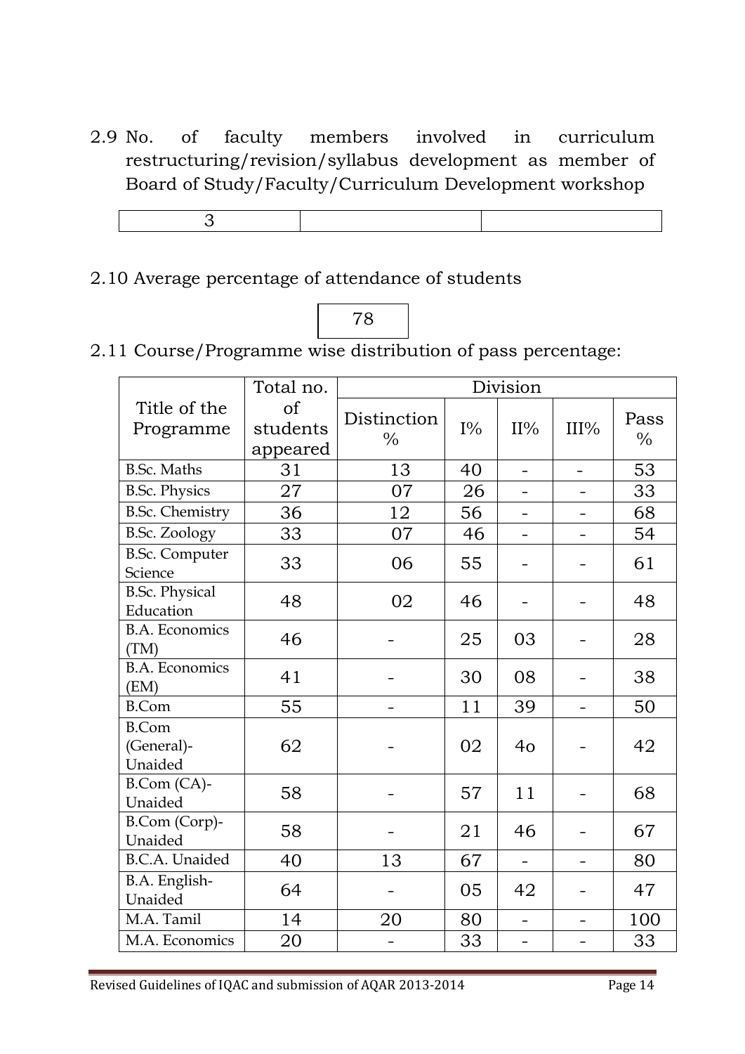2.9 No. of faculty members involved in curriculum restructuring/revision/syllabus development as member of Board of Study/Faculty/Curriculum Development workshop

| 3 | | |
|---|---|---|

2.10 Average percentage of attendance of students

| 78 |
|---|

2.11 Course/Programme wise distribution of pass percentage:

| Title of the Programme | Total no. of students appeared | Division | | | | |
|---|---|---|---|---|---|---|
| | | Distinction % | I% | II% | III% | Pass % |
| B.Sc. Maths | 31 | 13 | 40 | - | - | 53 |
| B.Sc. Physics | 27 | 07 | 26 | - | - | 33 |
| B.Sc. Chemistry | 36 | 12 | 56 | - | - | 68 |
| B.Sc. Zoology | 33 | 07 | 46 | - | - | 54 |
| B.Sc. Computer Science | 33 | 06 | 55 | - | - | 61 |
| B.Sc. Physical Education | 48 | 02 | 46 | - | - | 48 |
| B.A. Economics (TM) | 46 | - | 25 | 03 | - | 28 |
| B.A. Economics (EM) | 41 | - | 30 | 08 | - | 38 |
| B.Com | 55 | - | 11 | 39 | - | 50 |
| B.Com (General)-Unaided | 62 | - | 02 | 4o | - | 42 |
| B.Com (CA)-Unaided | 58 | - | 57 | 11 | - | 68 |
| B.Com (Corp)-Unaided | 58 | - | 21 | 46 | - | 67 |
| B.C.A. Unaided | 40 | 13 | 67 | - | - | 80 |
| B.A. English-Unaided | 64 | - | 05 | 42 | - | 47 |
| M.A. Tamil | 14 | 20 | 80 | - | - | 100 |
| M.A. Economics | 20 | - | 33 | - | - | 33 |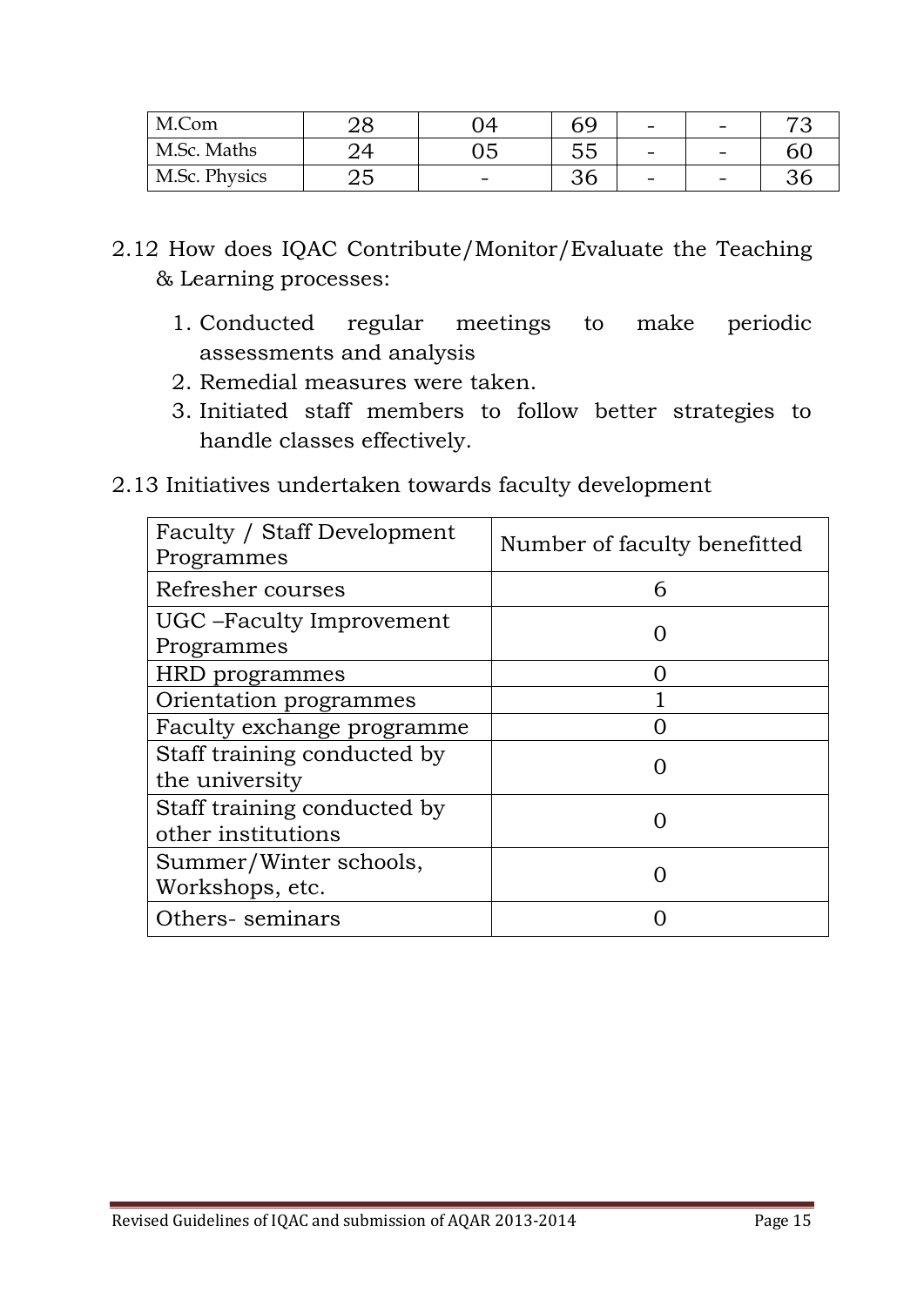| M.Com | 28 | 04 | 69 | - | - | 73 |
|---|---|---|---|---|---|---|
| M.Sc. Maths | 24 | 05 | 55 | - | - | 60 |
| M.Sc. Physics | 25 | - | 36 | - | - | 36 |

2.12 How does IQAC Contribute/Monitor/Evaluate the Teaching & Learning processes:

1. Conducted regular meetings to make periodic assessments and analysis
2. Remedial measures were taken.
3. Initiated staff members to follow better strategies to handle classes effectively.

2.13 Initiatives undertaken towards faculty development

| Faculty / Staff Development Programmes | Number of faculty benefitted |
|---|---|
| Refresher courses | 6 |
| UGC –Faculty Improvement Programmes | 0 |
| HRD programmes | 0 |
| Orientation programmes | 1 |
| Faculty exchange programme | 0 |
| Staff training conducted by the university | 0 |
| Staff training conducted by other institutions | 0 |
| Summer/Winter schools, Workshops, etc. | 0 |
| Others- seminars | 0 |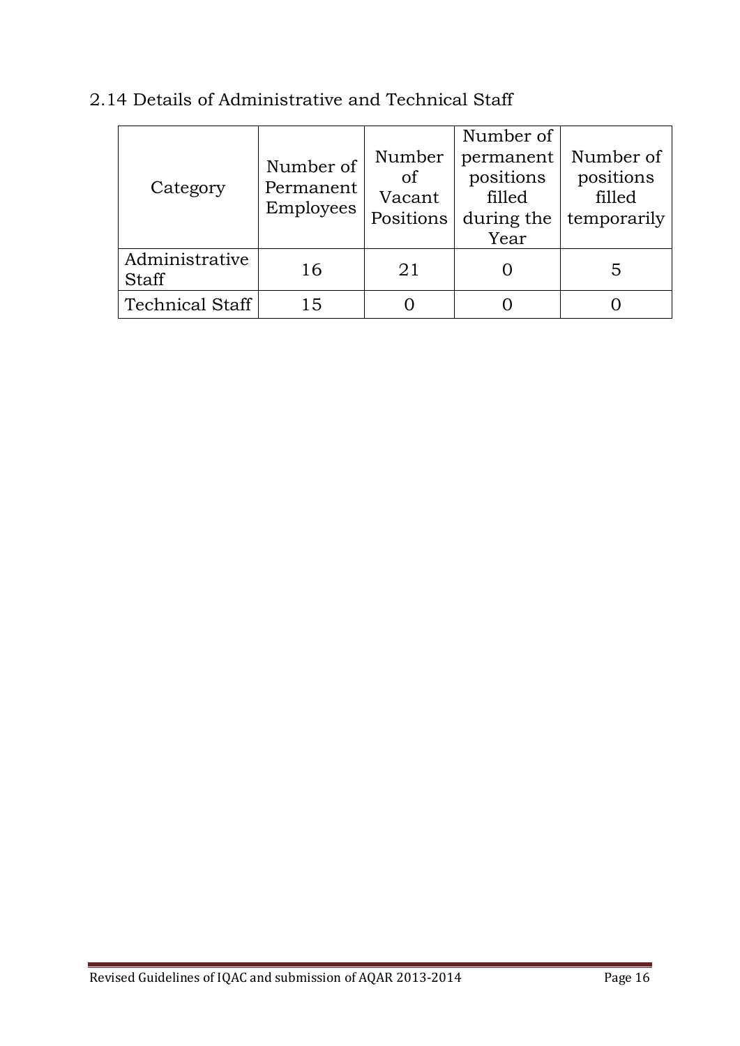2.14 Details of Administrative and Technical Staff

| Category | Number of Permanent Employees | Number of Vacant Positions | Number of permanent positions filled during the Year | Number of positions filled temporarily |
|---|---|---|---|---|
| Administrative Staff | 16 | 21 | 0 | 5 |
| Technical Staff | 15 | 0 | 0 | 0 |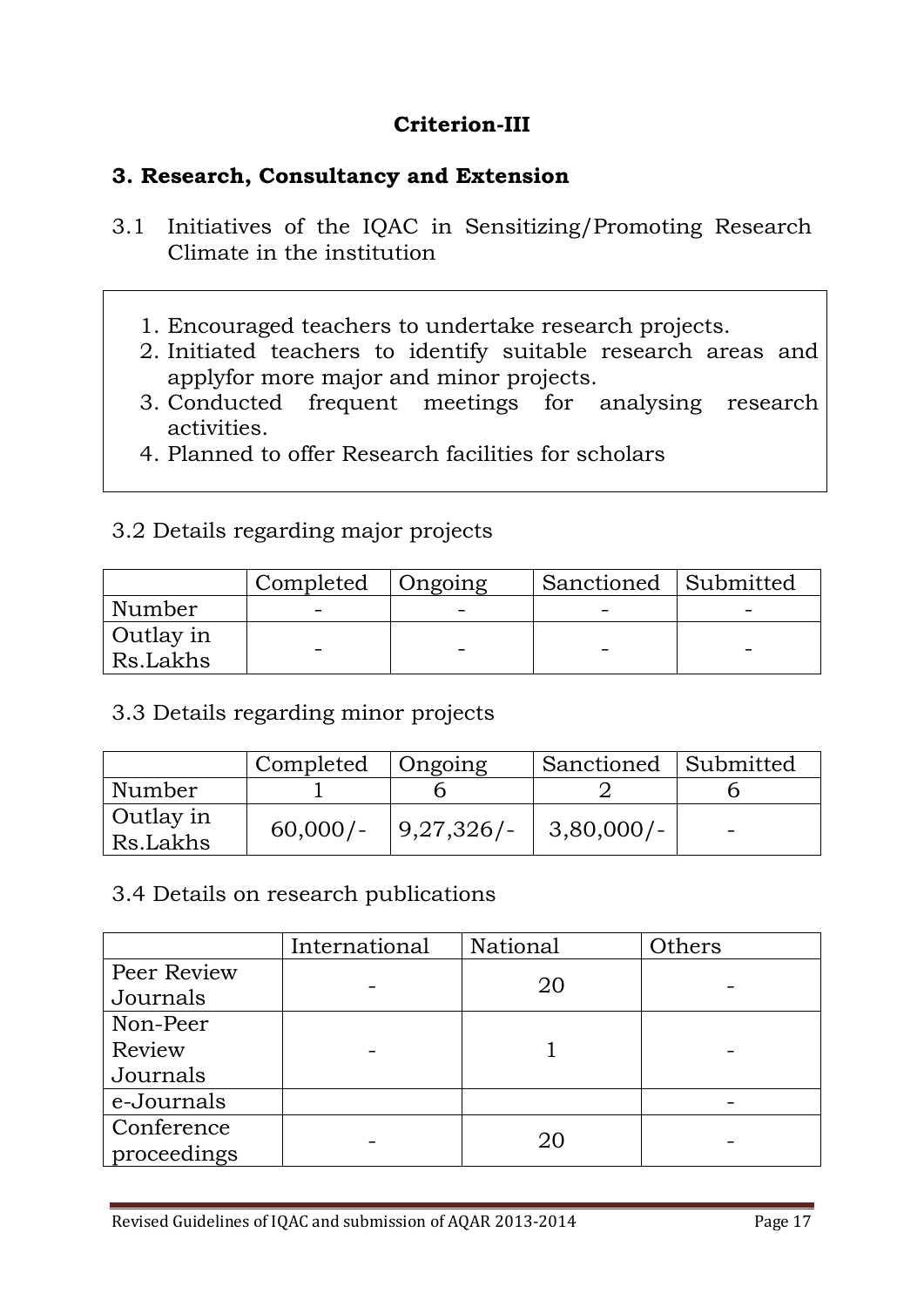## Criterion-III

### 3. Research, Consultancy and Extension

3.1 Initiatives of the IQAC in Sensitizing/Promoting Research Climate in the institution

1. Encouraged teachers to undertake research projects.
2. Initiated teachers to identify suitable research areas and applyfor more major and minor projects.
3. Conducted frequent meetings for analysing research activities.
4. Planned to offer Research facilities for scholars

3.2 Details regarding major projects

| | Completed | Ongoing | Sanctioned | Submitted |
|---|---|---|---|---|
| Number | - | - | - | - |
| Outlay in Rs.Lakhs | - | - | - | - |

3.3 Details regarding minor projects

| | Completed | Ongoing | Sanctioned | Submitted |
|---|---|---|---|---|
| Number | 1 | 6 | 2 | 6 |
| Outlay in Rs.Lakhs | 60,000/- | 9,27,326/- | 3,80,000/- | - |

3.4 Details on research publications

| | International | National | Others |
|---|---|---|---|
| Peer Review Journals | - | 20 | - |
| Non-Peer Review Journals | - | 1 | - |
| e-Journals | | | - |
| Conference proceedings | - | 20 | - |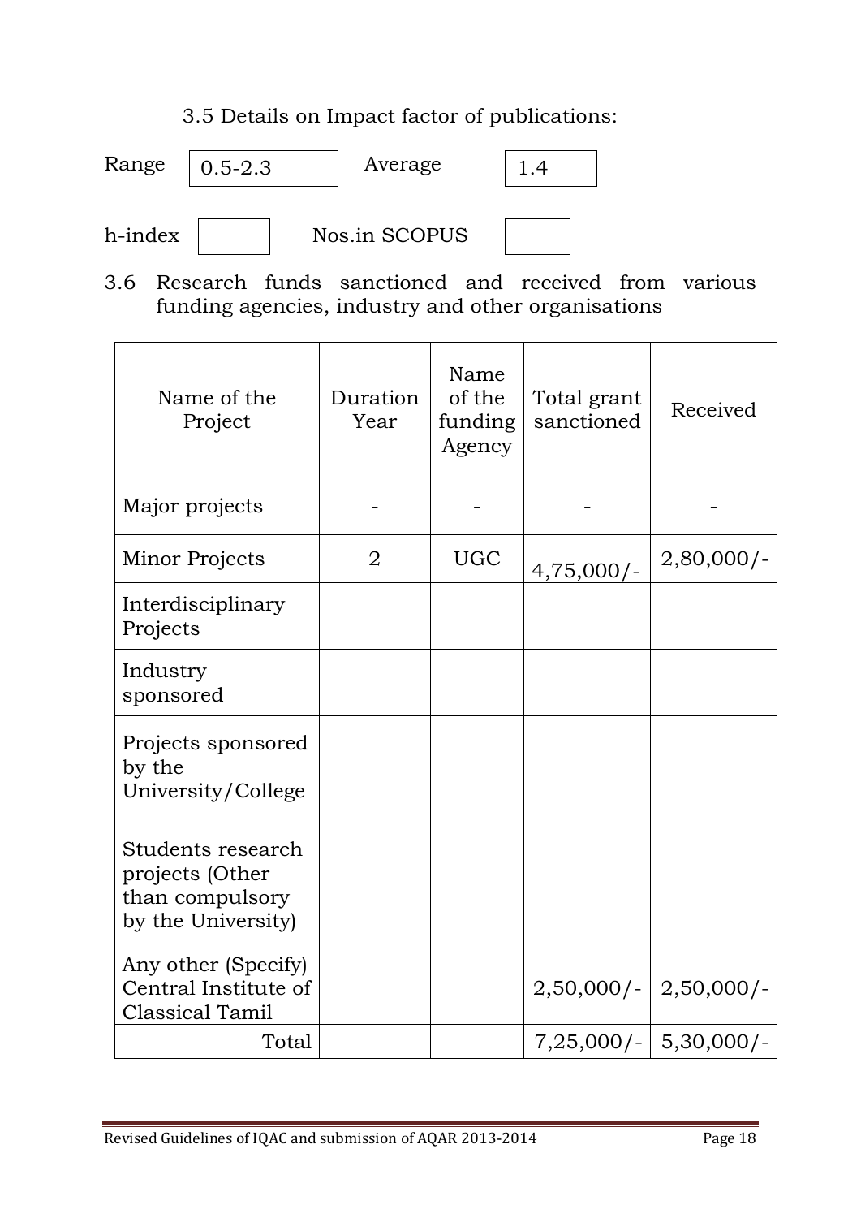3.5 Details on Impact factor of publications:

Range: 0.5-2.3 Average: 1.4

h-index: Nos.in SCOPUS:

3.6 Research funds sanctioned and received from various funding agencies, industry and other organisations

| Name of the Project | Duration Year | Name of the funding Agency | Total grant sanctioned | Received |
|---|---|---|---|---|
| Major projects | - | - | - | - |
| Minor Projects | 2 | UGC | 4,75,000/- | 2,80,000/- |
| Interdisciplinary Projects | | | | |
| Industry sponsored | | | | |
| Projects sponsored by the University/College | | | | |
| Students research projects (Other than compulsory by the University) | | | | |
| Any other (Specify) Central Institute of Classical Tamil | | | 2,50,000/- | 2,50,000/- |
| Total | | | 7,25,000/- | 5,30,000/- |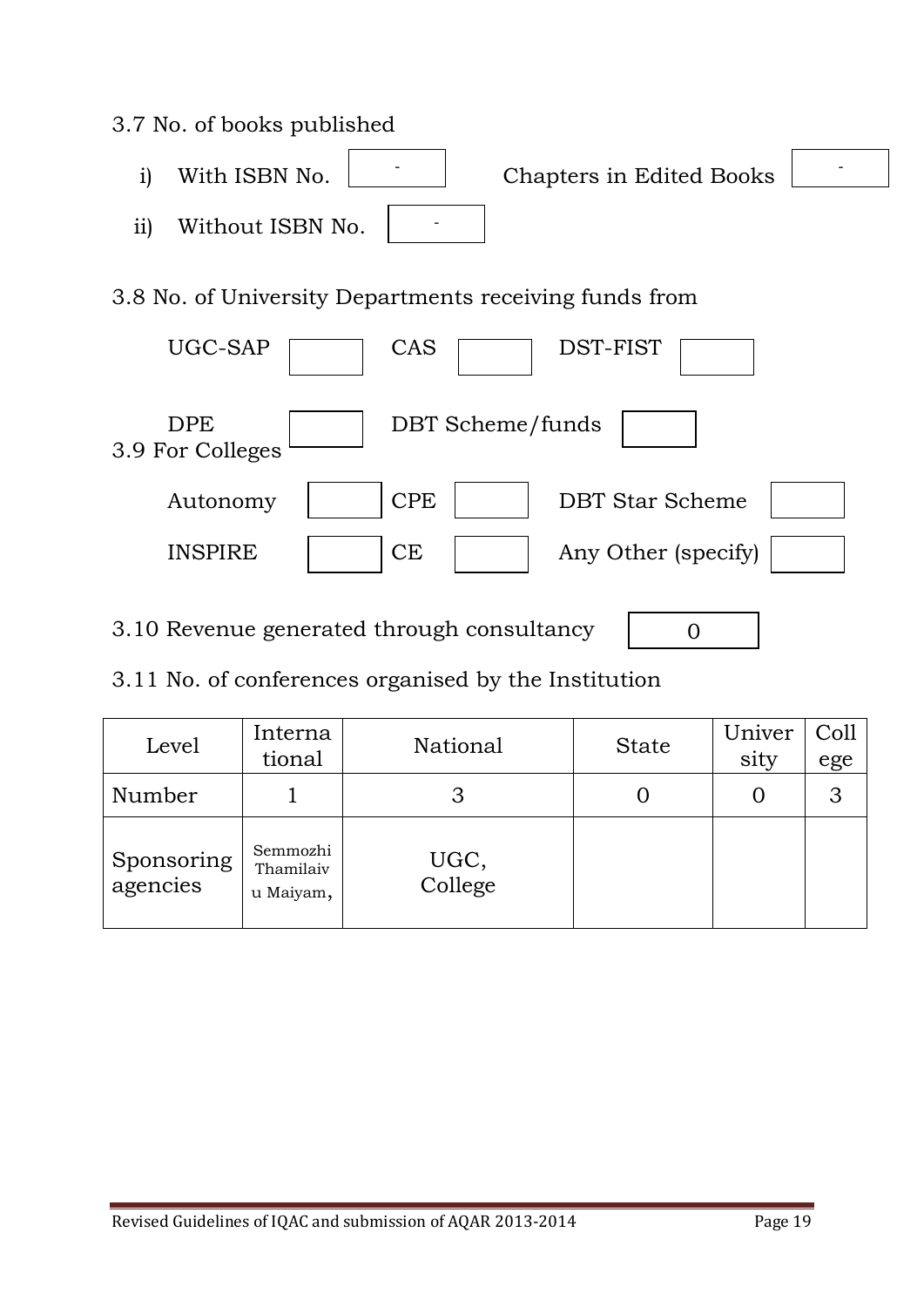3.7 No. of books published

i) With ISBN No. - Chapters in Edited Books -

ii) Without ISBN No. -

3.8 No. of University Departments receiving funds from

UGC-SAP CAS DST-FIST

DPE DBT Scheme/funds

3.9 For Colleges

Autonomy CPE DBT Star Scheme

INSPIRE CE Any Other (specify)

3.10 Revenue generated through consultancy 0

3.11 No. of conferences organised by the Institution

| Level | International | National | State | University | College |
|---|---|---|---|---|---|
| Number | 1 | 3 | 0 | 0 | 3 |
| Sponsoring agencies | Semmozhi Thamilaivu Maiyam, | UGC, College | | | |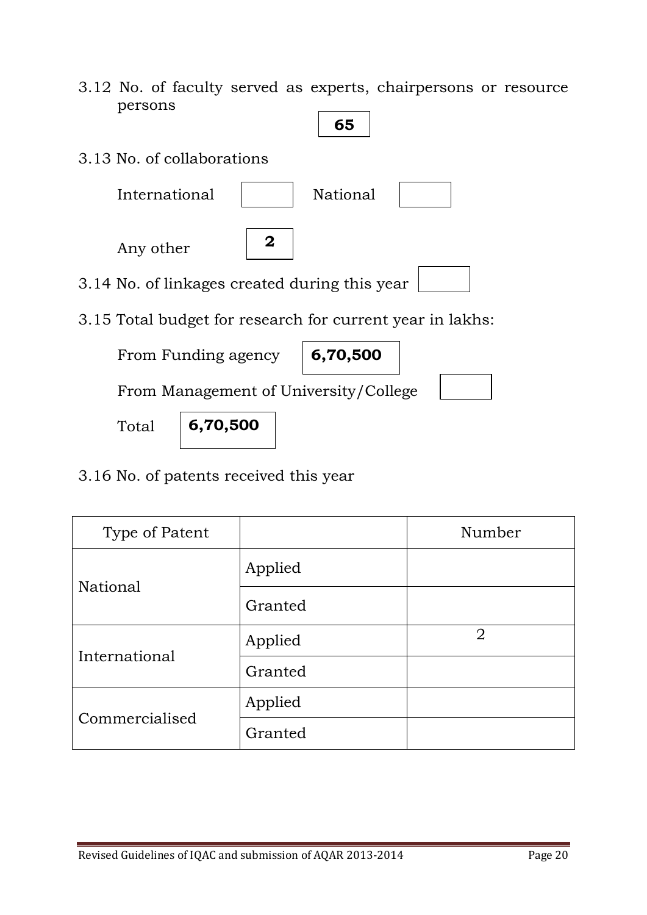3.12 No. of faculty served as experts, chairpersons or resource persons **65**

3.13 No. of collaborations

International &nbsp;&nbsp;&nbsp; National

Any other **2**

3.14 No. of linkages created during this year

3.15 Total budget for research for current year in lakhs:

From Funding agency **6,70,500**

From Management of University/College

Total **6,70,500**

3.16 No. of patents received this year

| Type of Patent | | Number |
|---|---|---|
| National | Applied | |
| | Granted | |
| International | Applied | 2 |
| | Granted | |
| Commercialised | Applied | |
| | Granted | |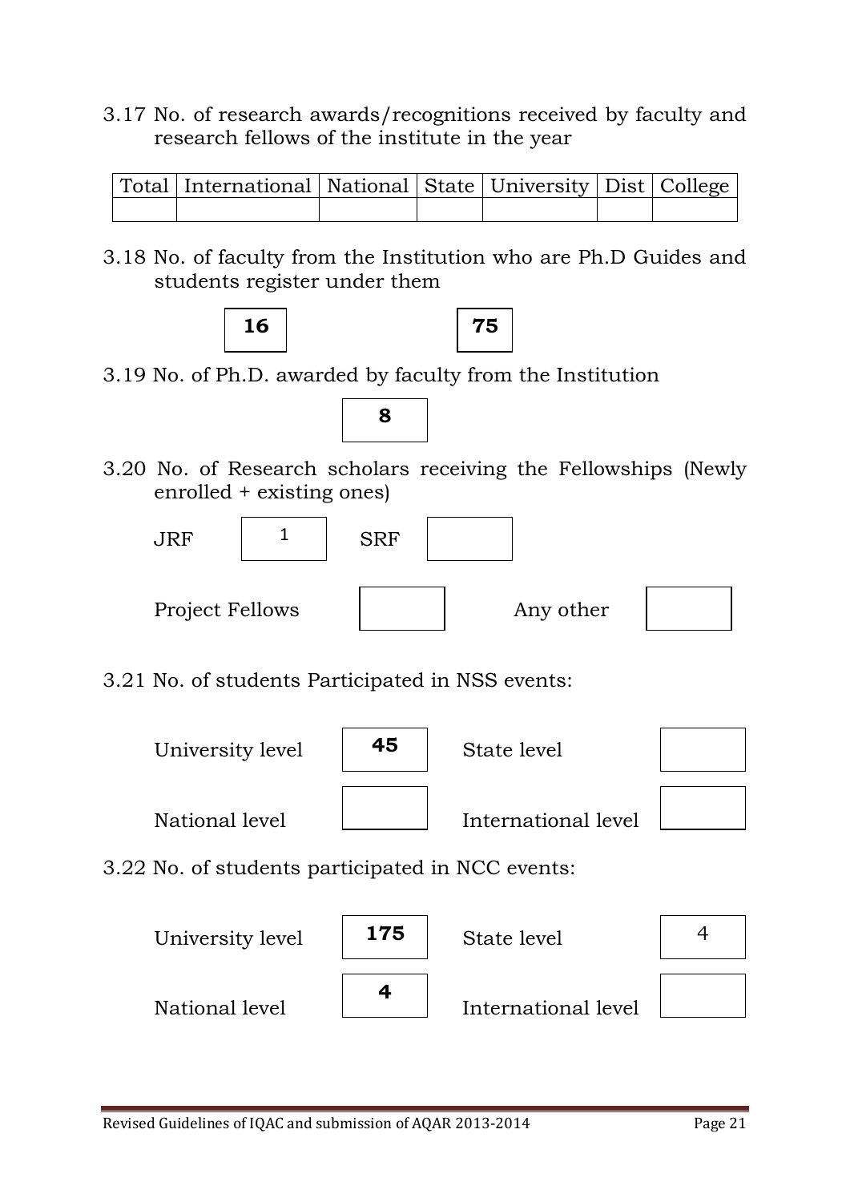3.17 No. of research awards/recognitions received by faculty and research fellows of the institute in the year

| Total | International | National | State | University | Dist | College |
|---|---|---|---|---|---|---|
| | | | | | | |

3.18 No. of faculty from the Institution who are Ph.D Guides and students register under them

**16** **75**

3.19 No. of Ph.D. awarded by faculty from the Institution

**8**

3.20 No. of Research scholars receiving the Fellowships (Newly enrolled + existing ones)

JRF: 1 SRF:

Project Fellows: Any other:

3.21 No. of students Participated in NSS events:

University level: **45** State level:

National level: International level:

3.22 No. of students participated in NCC events:

University level: **175** State level: 4

National level: **4** International level: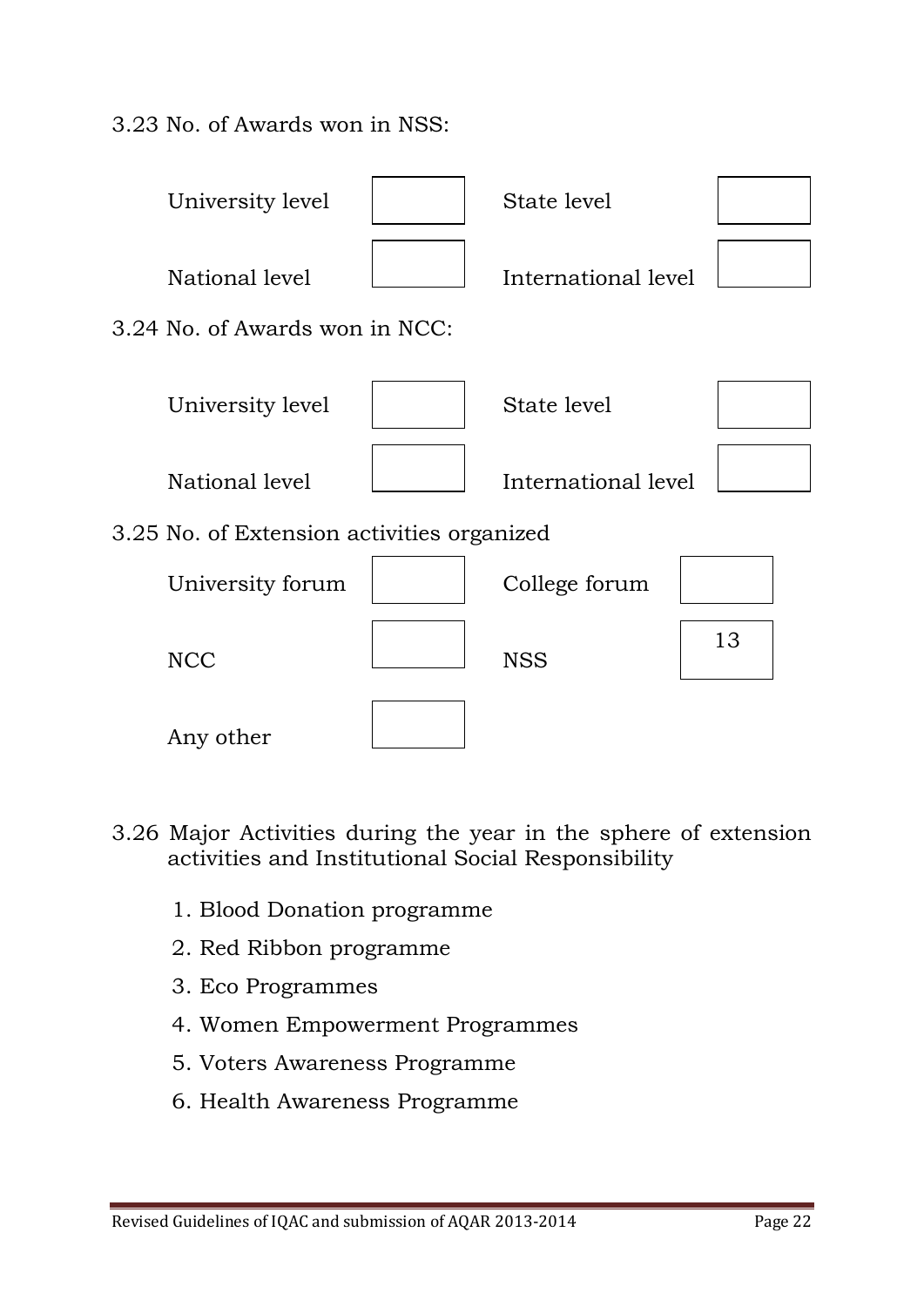3.23 No. of Awards won in NSS:

| | | | |
|---|---|---|---|
| University level | | State level | |
| National level | | International level | |

3.24 No. of Awards won in NCC:

| | | | |
|---|---|---|---|
| University level | | State level | |
| National level | | International level | |

3.25 No. of Extension activities organized

| | | | |
|---|---|---|---|
| University forum | | College forum | |
| NCC | | NSS | 13 |
| Any other | | | |

3.26 Major Activities during the year in the sphere of extension activities and Institutional Social Responsibility

1. Blood Donation programme
2. Red Ribbon programme
3. Eco Programmes
4. Women Empowerment Programmes
5. Voters Awareness Programme
6. Health Awareness Programme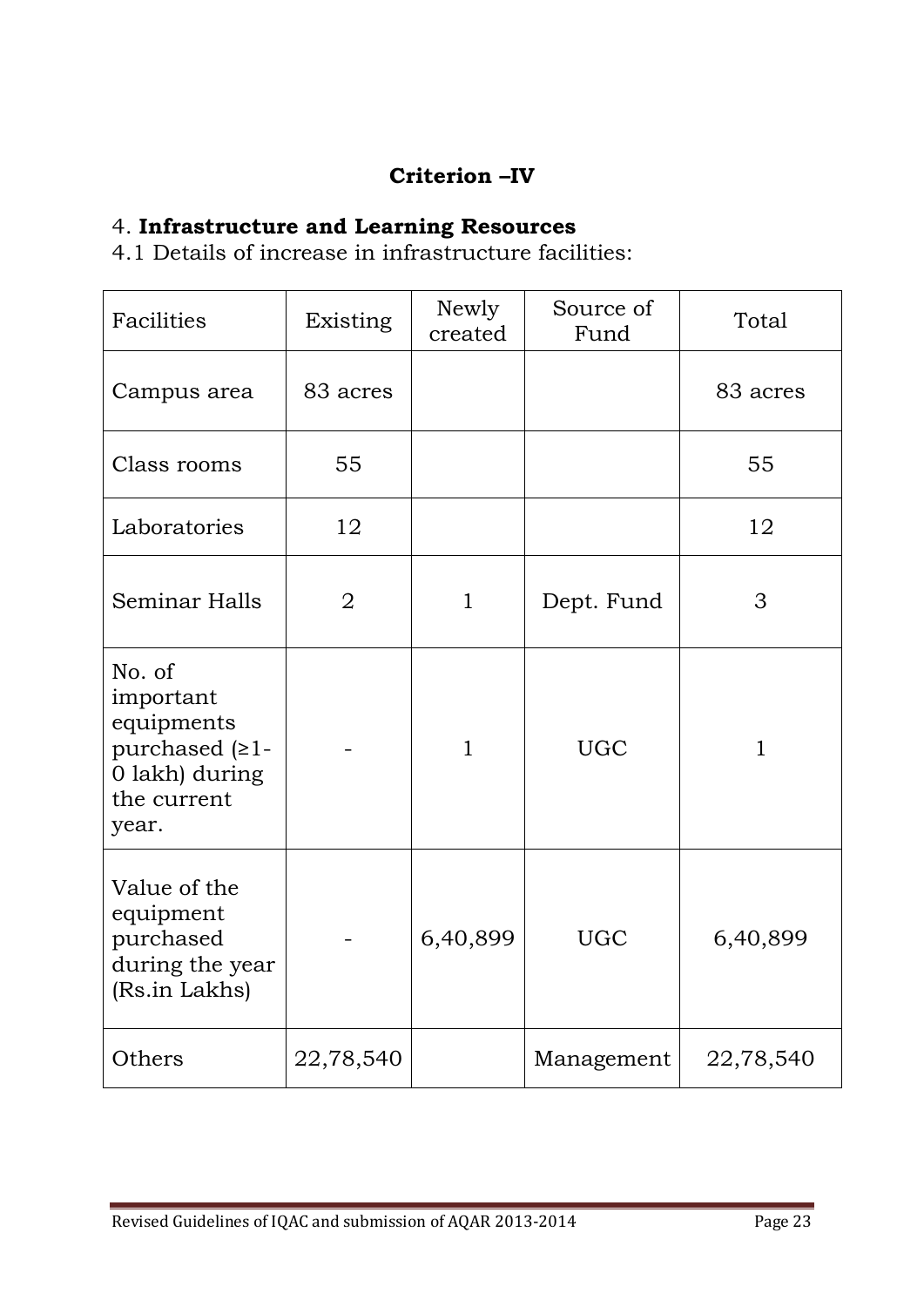## Criterion –IV

### 4. **Infrastructure and Learning Resources**

4.1 Details of increase in infrastructure facilities:

| Facilities | Existing | Newly created | Source of Fund | Total |
|---|---|---|---|---|
| Campus area | 83 acres | | | 83 acres |
| Class rooms | 55 | | | 55 |
| Laboratories | 12 | | | 12 |
| Seminar Halls | 2 | 1 | Dept. Fund | 3 |
| No. of important equipments purchased (≥1-0 lakh) during the current year. | - | 1 | UGC | 1 |
| Value of the equipment purchased during the year (Rs.in Lakhs) | - | 6,40,899 | UGC | 6,40,899 |
| Others | 22,78,540 | | Management | 22,78,540 |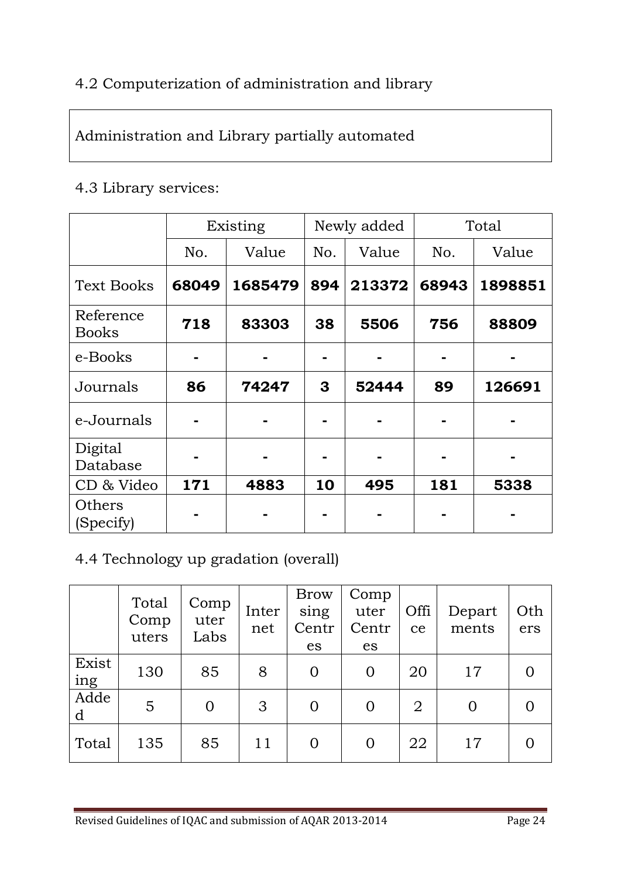4.2 Computerization of administration and library

| Administration and Library partially automated |
|---|

4.3 Library services:

| | Existing | | Newly added | | Total | |
|---|---|---|---|---|---|---|
| | No. | Value | No. | Value | No. | Value |
| Text Books | **68049** | **1685479** | **894** | **213372** | **68943** | **1898851** |
| Reference Books | **718** | **83303** | **38** | **5506** | **756** | **88809** |
| e-Books | **-** | **-** | **-** | **-** | **-** | **-** |
| Journals | **86** | **74247** | **3** | **52444** | **89** | **126691** |
| e-Journals | **-** | **-** | **-** | **-** | **-** | **-** |
| Digital Database | **-** | **-** | **-** | **-** | **-** | **-** |
| CD & Video | **171** | **4883** | **10** | **495** | **181** | **5338** |
| Others (Specify) | **-** | **-** | **-** | **-** | **-** | **-** |

4.4 Technology up gradation (overall)

| | Total Computers | Computer Labs | Internet | Browsing Centres | Computer Centres | Office | Departments | Others |
|---|---|---|---|---|---|---|---|---|
| Existing | 130 | 85 | 8 | 0 | 0 | 20 | 17 | 0 |
| Added | 5 | 0 | 3 | 0 | 0 | 2 | 0 | 0 |
| Total | 135 | 85 | 11 | 0 | 0 | 22 | 17 | 0 |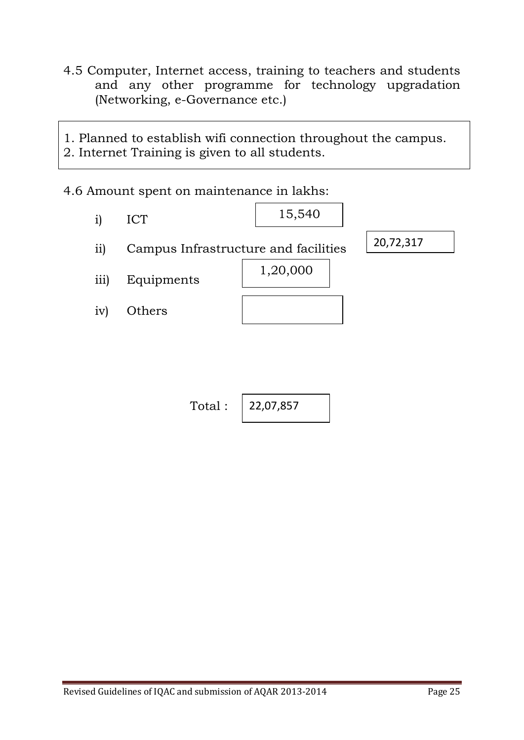4.5 Computer, Internet access, training to teachers and students and any other programme for technology upgradation (Networking, e-Governance etc.)

1. Planned to establish wifi connection throughout the campus.
2. Internet Training is given to all students.

4.6 Amount spent on maintenance in lakhs:

| | | Amount |
|---|---|---|
| i) | ICT | 15,540 |
| ii) | Campus Infrastructure and facilities | 20,72,317 |
| iii) | Equipments | 1,20,000 |
| iv) | Others | |

Total : 22,07,857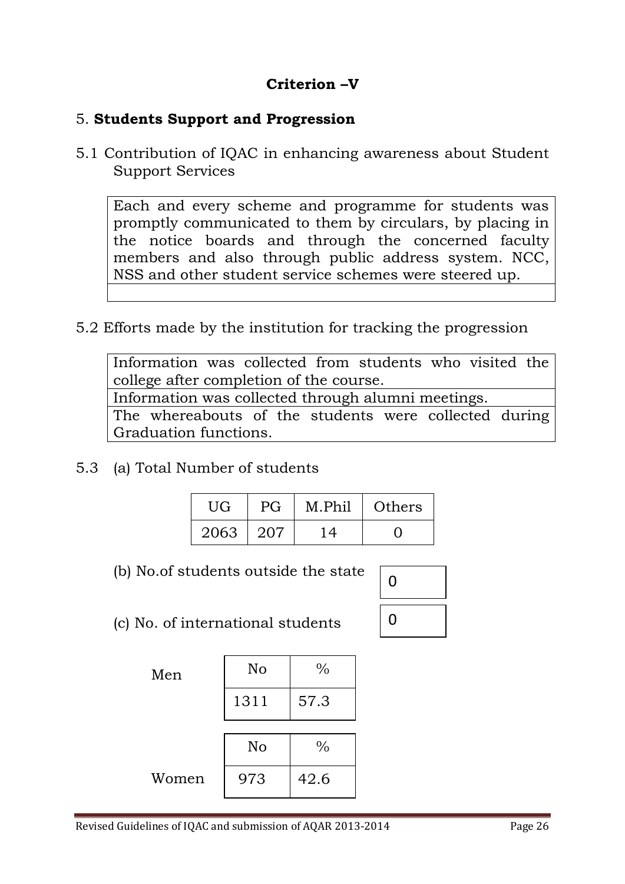## Criterion –V

### 5. **Students Support and Progression**

5.1 Contribution of IQAC in enhancing awareness about Student Support Services

| Each and every scheme and programme for students was promptly communicated to them by circulars, by placing in the notice boards and through the concerned faculty members and also through public address system. NCC, NSS and other student service schemes were steered up. |
|---|
| |

5.2 Efforts made by the institution for tracking the progression

| Information was collected from students who visited the college after completion of the course. |
|---|
| Information was collected through alumni meetings. |
| The whereabouts of the students were collected during Graduation functions. |

5.3 (a) Total Number of students

| UG | PG | M.Phil | Others |
|---|---|---|---|
| 2063 | 207 | 14 | 0 |

(b) No.of students outside the state: 0

(c) No. of international students: 0

Men

| No | % |
|---|---|
| 1311 | 57.3 |

Women

| No | % |
|---|---|
| 973 | 42.6 |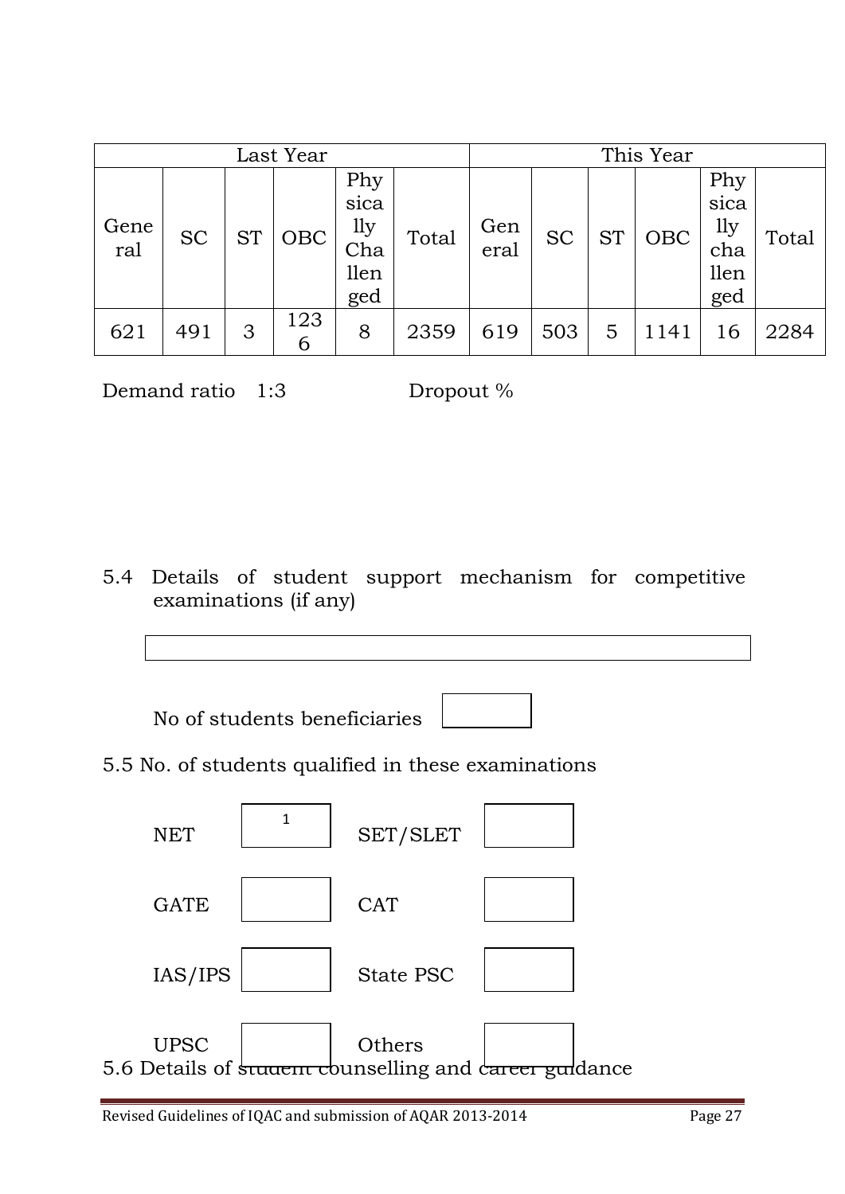| Last Year | | | | | | This Year | | | | | |
|---|---|---|---|---|---|---|---|---|---|---|---|
| General | SC | ST | OBC | Physically Challenged | Total | General | SC | ST | OBC | Physically challenged | Total |
| 621 | 491 | 3 | 1236 | 8 | 2359 | 619 | 503 | 5 | 1141 | 16 | 2284 |

Demand ratio 1:3 Dropout %

5.4 Details of student support mechanism for competitive examinations (if any)

No of students beneficiaries

5.5 No. of students qualified in these examinations

| | | | |
|---|---|---|---|
| NET | 1 | SET/SLET | |
| GATE | | CAT | |
| IAS/IPS | | State PSC | |
| UPSC | | Others | |

5.6 Details of student counselling and career guidance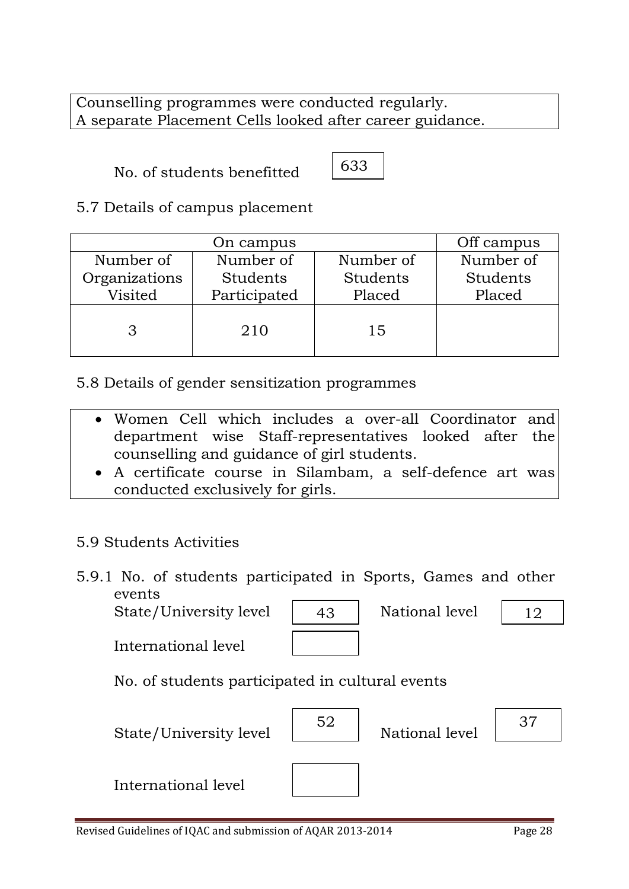Counselling programmes were conducted regularly.
A separate Placement Cells looked after career guidance.

No. of students benefitted: 633

5.7 Details of campus placement

| On campus | | | Off campus |
|---|---|---|---|
| Number of Organizations Visited | Number of Students Participated | Number of Students Placed | Number of Students Placed |
| 3 | 210 | 15 | |

5.8 Details of gender sensitization programmes

- Women Cell which includes a over-all Coordinator and department wise Staff-representatives looked after the counselling and guidance of girl students.
- A certificate course in Silambam, a self-defence art was conducted exclusively for girls.

5.9 Students Activities

5.9.1 No. of students participated in Sports, Games and other events

State/University level: 43 National level: 12

International level:

No. of students participated in cultural events

State/University level: 52 National level: 37

International level: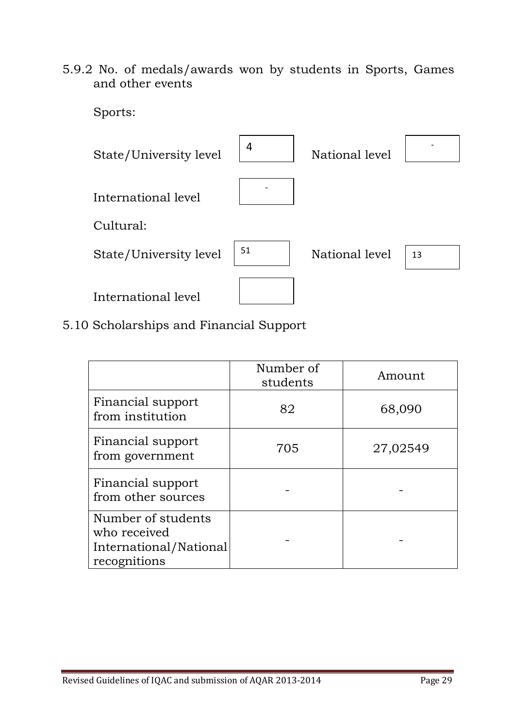5.9.2 No. of medals/awards won by students in Sports, Games and other events

Sports:

State/University level: 4 | National level: - 

International level: -

Cultural:

State/University level: 51 | National level: 13

International level: 

5.10 Scholarships and Financial Support

| | Number of students | Amount |
|---|---|---|
| Financial support from institution | 82 | 68,090 |
| Financial support from government | 705 | 27,02549 |
| Financial support from other sources | - | - |
| Number of students who received International/National recognitions | - | - |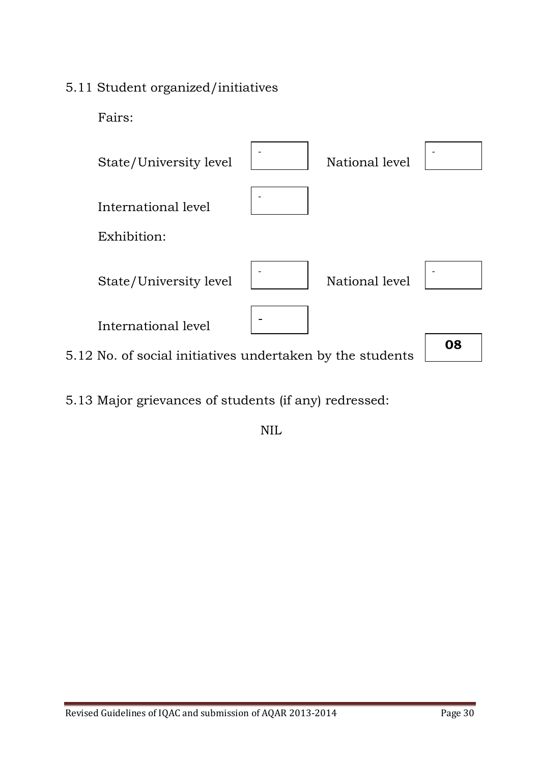5.11 Student organized/initiatives

Fairs:

State/University level - National level -

International level -

Exhibition:

State/University level - National level -

International level -

5.12 No. of social initiatives undertaken by the students **08**

5.13 Major grievances of students (if any) redressed:

NIL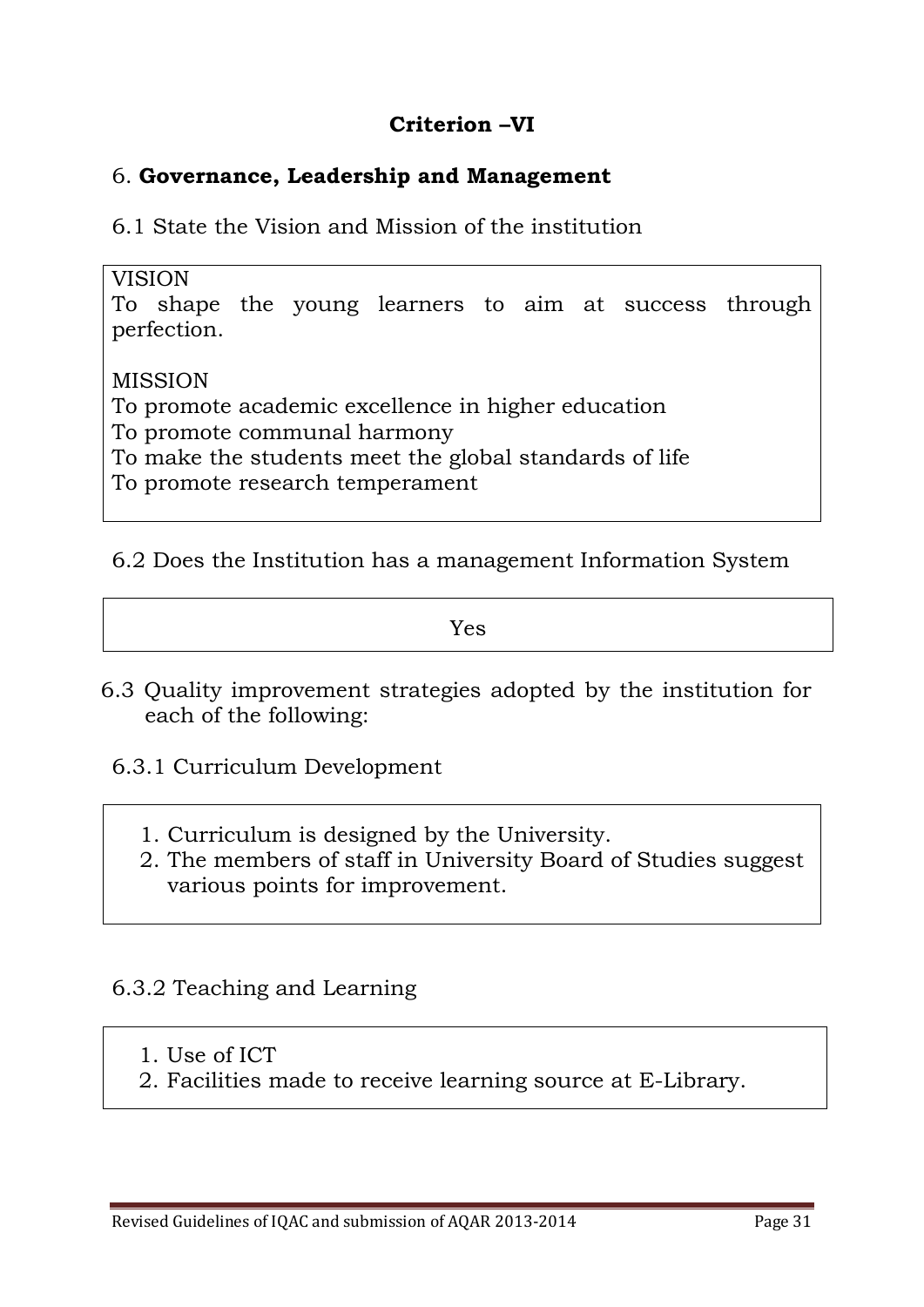## Criterion –VI

### 6. **Governance, Leadership and Management**

6.1 State the Vision and Mission of the institution

VISION
To shape the young learners to aim at success through perfection.

MISSION
To promote academic excellence in higher education
To promote communal harmony
To make the students meet the global standards of life
To promote research temperament

6.2 Does the Institution has a management Information System

Yes

6.3 Quality improvement strategies adopted by the institution for each of the following:

6.3.1 Curriculum Development

1. Curriculum is designed by the University.
2. The members of staff in University Board of Studies suggest various points for improvement.

6.3.2 Teaching and Learning

1. Use of ICT
2. Facilities made to receive learning source at E-Library.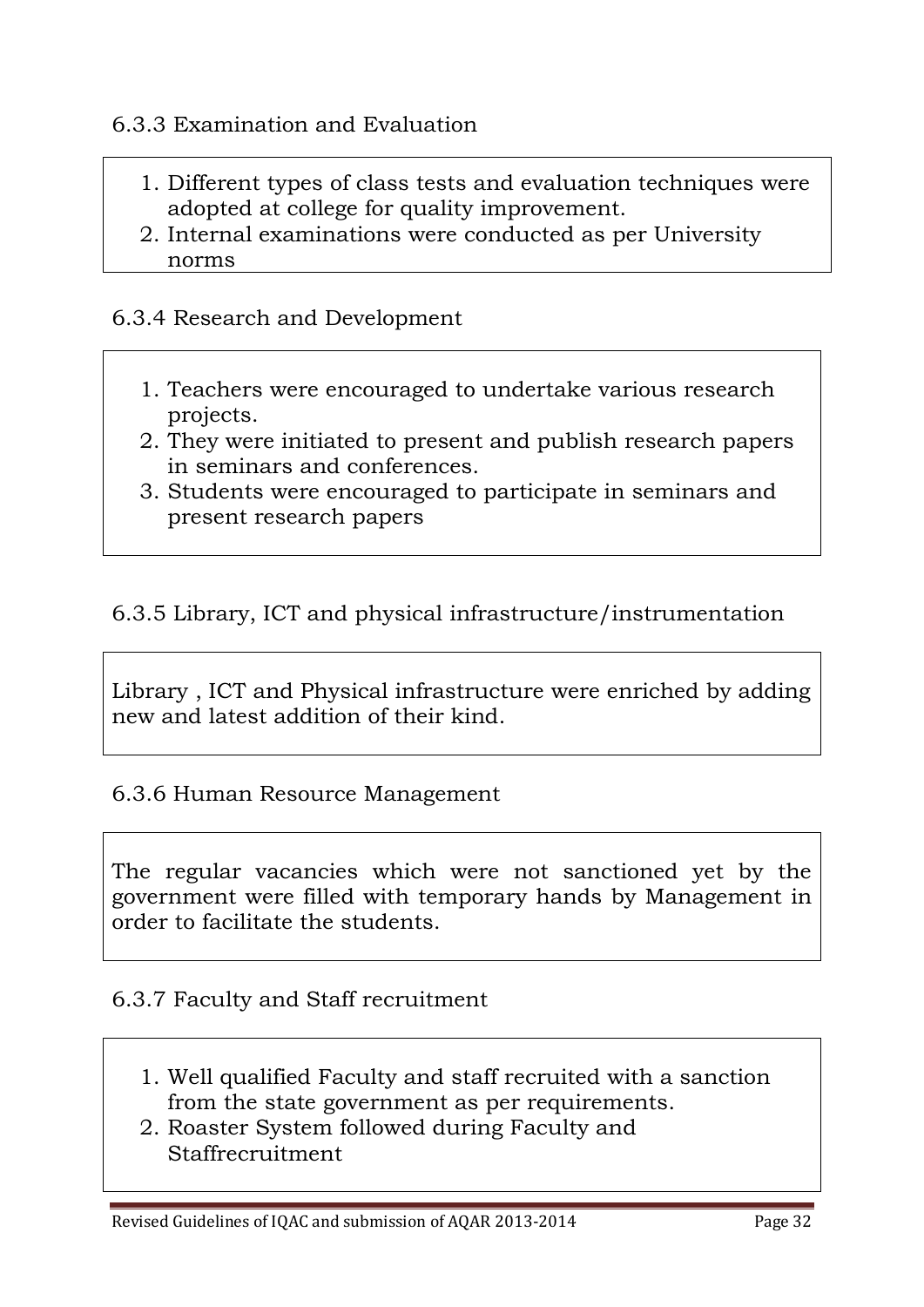6.3.3 Examination and Evaluation

1. Different types of class tests and evaluation techniques were adopted at college for quality improvement.
2. Internal examinations were conducted as per University norms

6.3.4 Research and Development

1. Teachers were encouraged to undertake various research projects.
2. They were initiated to present and publish research papers in seminars and conferences.
3. Students were encouraged to participate in seminars and present research papers

6.3.5 Library, ICT and physical infrastructure/instrumentation

Library , ICT and Physical infrastructure were enriched by adding new and latest addition of their kind.

6.3.6 Human Resource Management

The regular vacancies which were not sanctioned yet by the government were filled with temporary hands by Management in order to facilitate the students.

6.3.7 Faculty and Staff recruitment

1. Well qualified Faculty and staff recruited with a sanction from the state government as per requirements.
2. Roaster System followed during Faculty and Staffrecruitment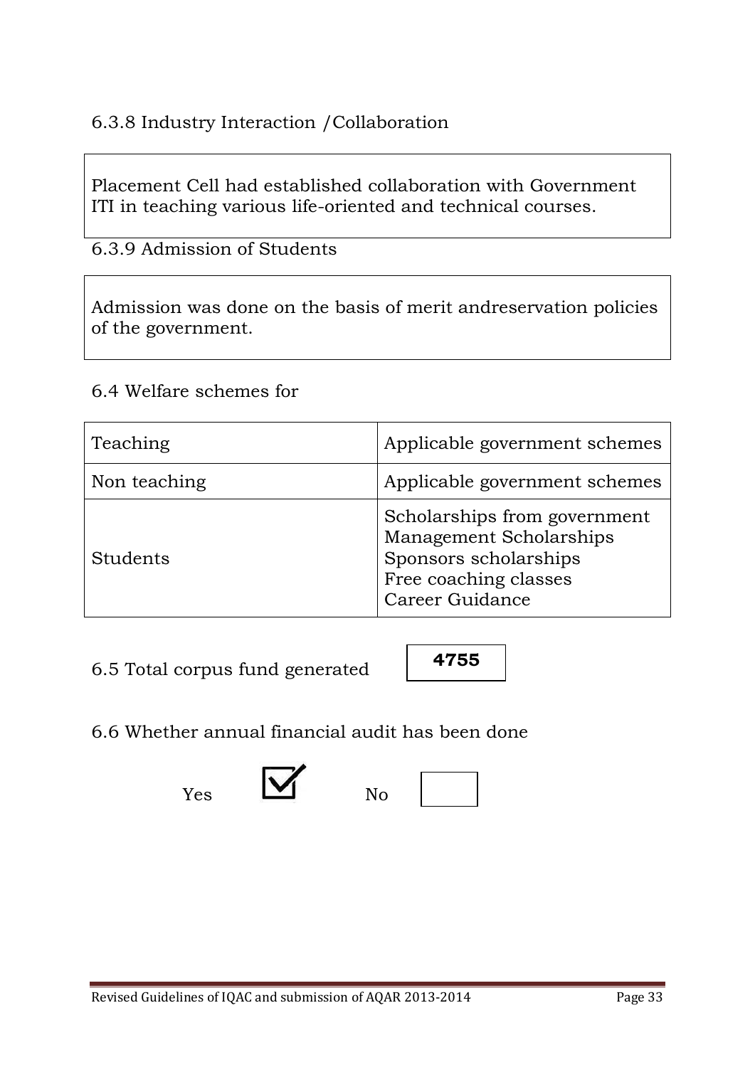6.3.8 Industry Interaction /Collaboration

Placement Cell had established collaboration with Government ITI in teaching various life-oriented and technical courses.

6.3.9 Admission of Students

Admission was done on the basis of merit andreservation policies of the government.

6.4 Welfare schemes for

| | |
|---|---|
| Teaching | Applicable government schemes |
| Non teaching | Applicable government schemes |
| Students | Scholarships from government<br>Management Scholarships<br>Sponsors scholarships<br>Free coaching classes<br>Career Guidance |

6.5 Total corpus fund generated **4755**

6.6 Whether annual financial audit has been done

Yes ☑ No ☐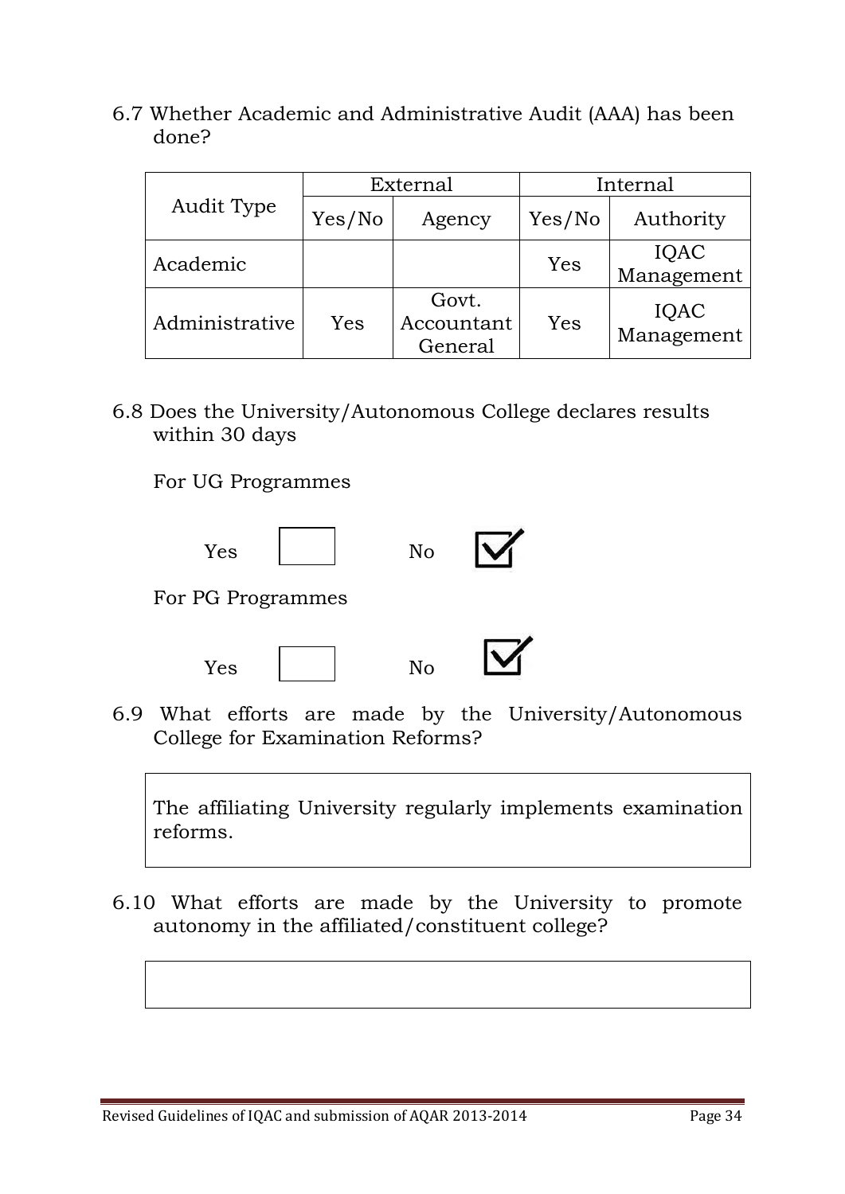6.7 Whether Academic and Administrative Audit (AAA) has been done?

| Audit Type | External | | Internal | |
|---|---|---|---|---|
| | Yes/No | Agency | Yes/No | Authority |
| Academic | | | Yes | IQAC Management |
| Administrative | Yes | Govt. Accountant General | Yes | IQAC Management |

6.8 Does the University/Autonomous College declares results within 30 days

For UG Programmes

Yes ☐ No ☑

For PG Programmes

Yes ☐ No ☑

6.9 What efforts are made by the University/Autonomous College for Examination Reforms?

The affiliating University regularly implements examination reforms.

6.10 What efforts are made by the University to promote autonomy in the affiliated/constituent college?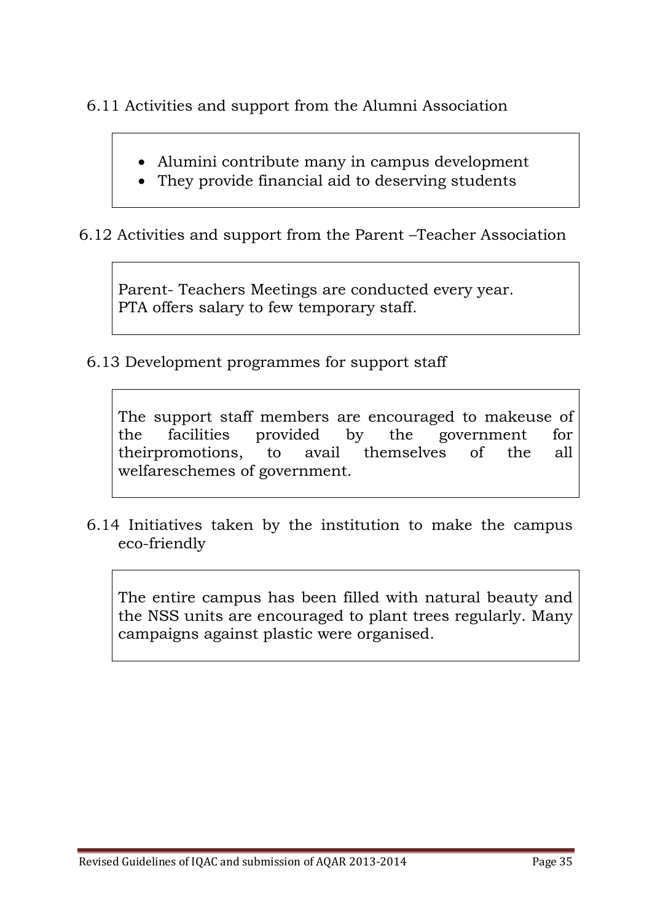6.11 Activities and support from the Alumni Association

- Alumini contribute many in campus development
- They provide financial aid to deserving students

6.12 Activities and support from the Parent –Teacher Association

Parent- Teachers Meetings are conducted every year.
PTA offers salary to few temporary staff.

6.13 Development programmes for support staff

The support staff members are encouraged to makeuse of the facilities provided by the government for theirpromotions, to avail themselves of the all welfareschemes of government.

6.14 Initiatives taken by the institution to make the campus eco-friendly

The entire campus has been filled with natural beauty and the NSS units are encouraged to plant trees regularly. Many campaigns against plastic were organised.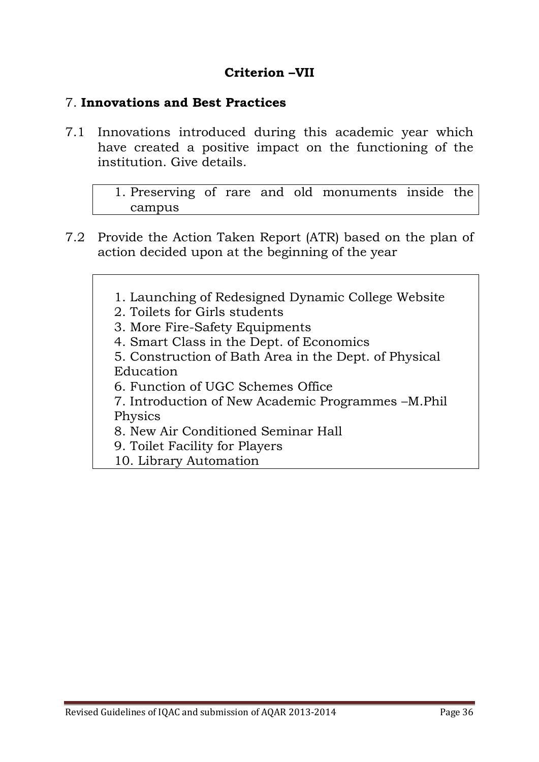## Criterion –VII

### 7. **Innovations and Best Practices**

7.1 Innovations introduced during this academic year which have created a positive impact on the functioning of the institution. Give details.

1. Preserving of rare and old monuments inside the campus

7.2 Provide the Action Taken Report (ATR) based on the plan of action decided upon at the beginning of the year

1. Launching of Redesigned Dynamic College Website
2. Toilets for Girls students
3. More Fire-Safety Equipments
4. Smart Class in the Dept. of Economics
5. Construction of Bath Area in the Dept. of Physical Education
6. Function of UGC Schemes Office
7. Introduction of New Academic Programmes –M.Phil Physics
8. New Air Conditioned Seminar Hall
9. Toilet Facility for Players
10. Library Automation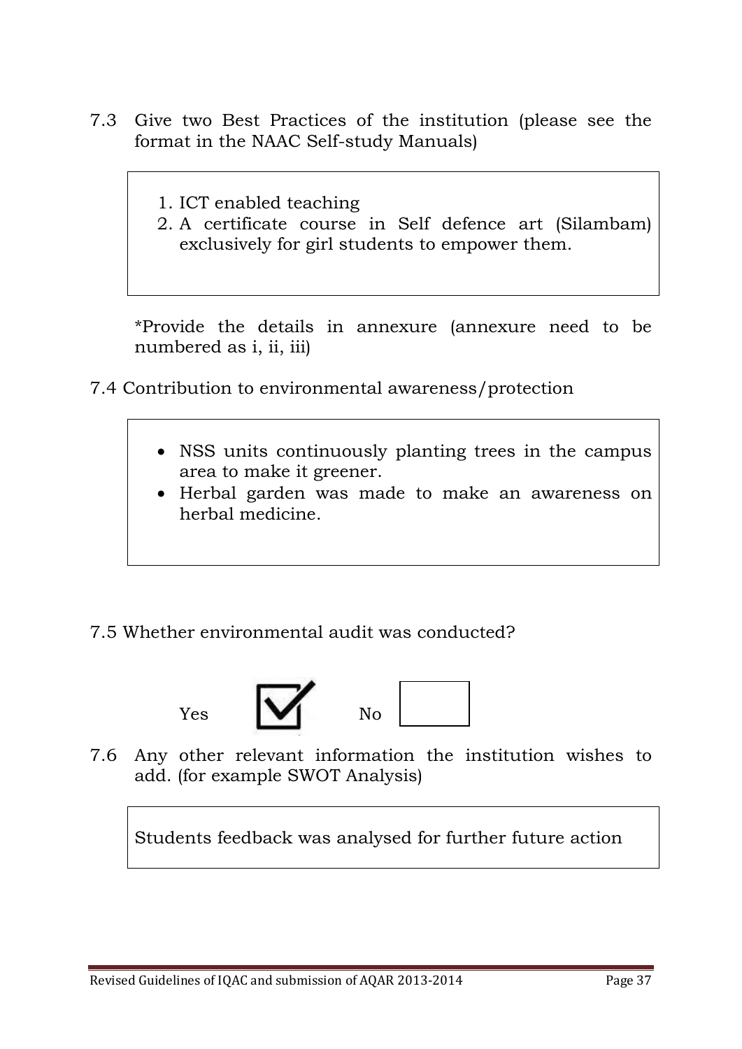7.3 Give two Best Practices of the institution (please see the format in the NAAC Self-study Manuals)

1. ICT enabled teaching
2. A certificate course in Self defence art (Silambam) exclusively for girl students to empower them.

*Provide the details in annexure (annexure need to be numbered as i, ii, iii)

7.4 Contribution to environmental awareness/protection

- NSS units continuously planting trees in the campus area to make it greener.
- Herbal garden was made to make an awareness on herbal medicine.

7.5 Whether environmental audit was conducted?

Yes ☑ No ☐

7.6 Any other relevant information the institution wishes to add. (for example SWOT Analysis)

Students feedback was analysed for further future action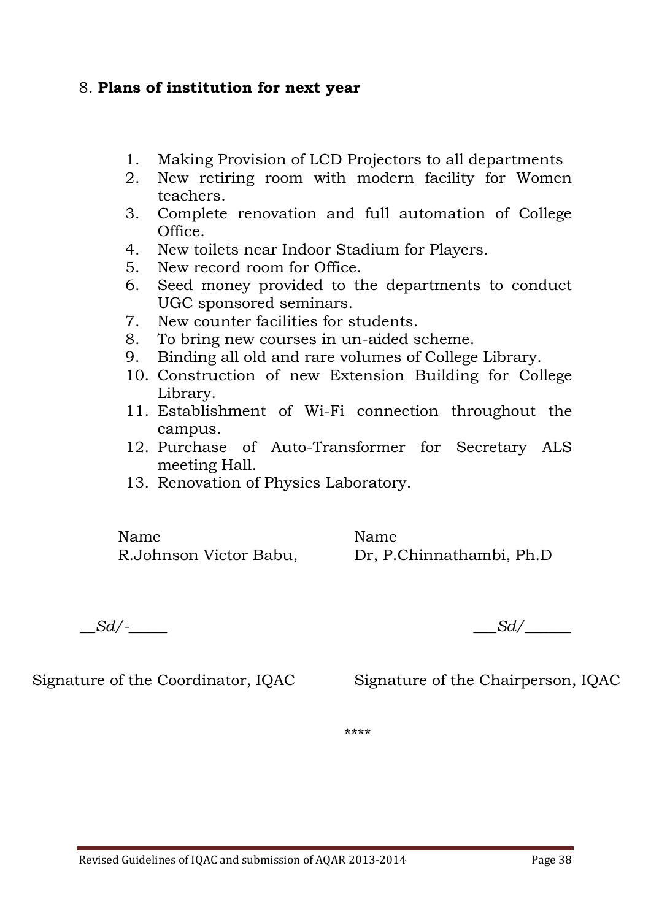8. **Plans of institution for next year**

1. Making Provision of LCD Projectors to all departments
2. New retiring room with modern facility for Women teachers.
3. Complete renovation and full automation of College Office.
4. New toilets near Indoor Stadium for Players.
5. New record room for Office.
6. Seed money provided to the departments to conduct UGC sponsored seminars.
7. New counter facilities for students.
8. To bring new courses in un-aided scheme.
9. Binding all old and rare volumes of College Library.
10. Construction of new Extension Building for College Library.
11. Establishment of Wi-Fi connection throughout the campus.
12. Purchase of Auto-Transformer for Secretary ALS meeting Hall.
13. Renovation of Physics Laboratory.

Name
R.Johnson Victor Babu,

Name
Dr, P.Chinnathambi, Ph.D

*__Sd/-_____*

*___Sd/______*

Signature of the Coordinator, IQAC

Signature of the Chairperson, IQAC

****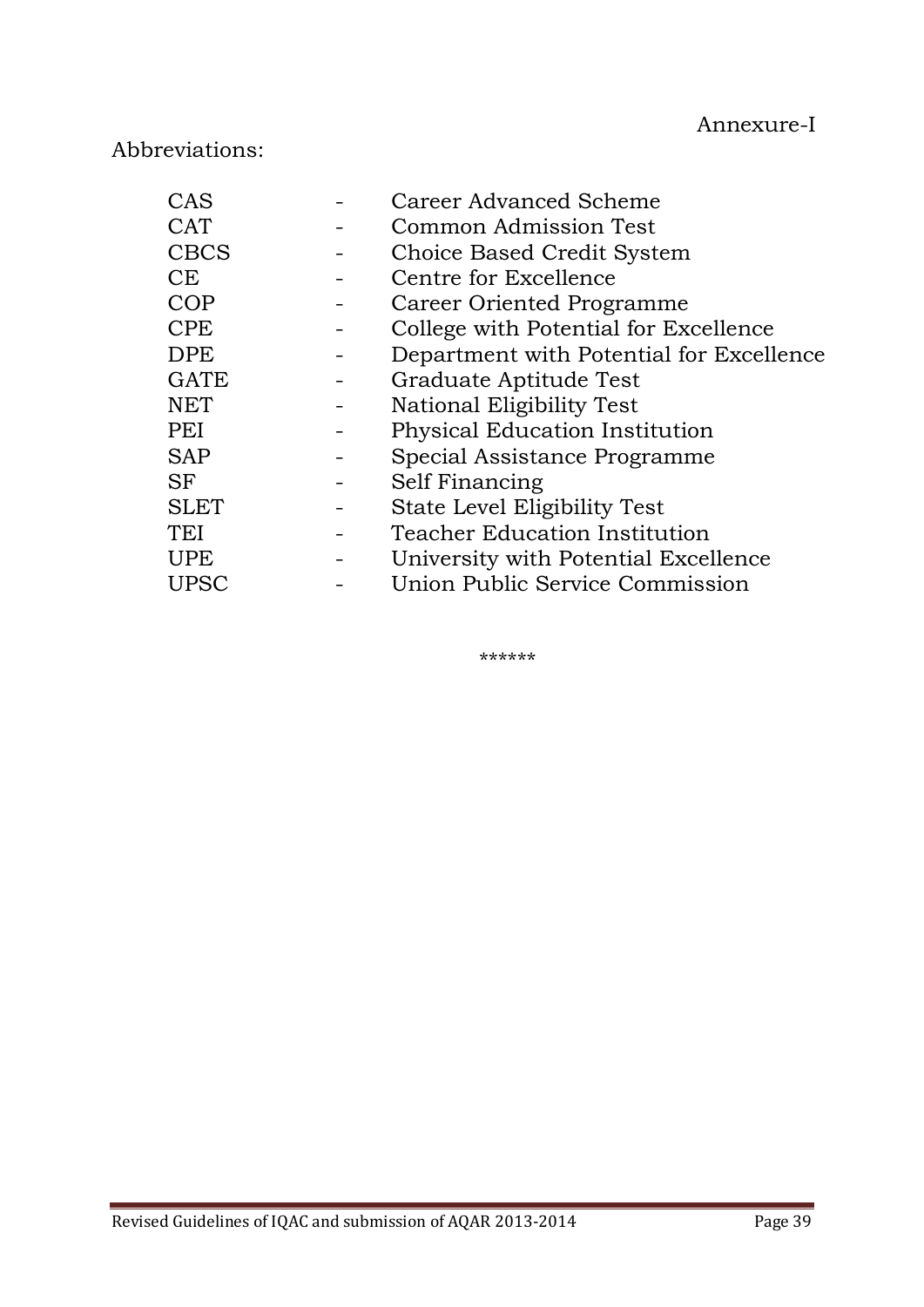Annexure-I

Abbreviations:

| | | |
|---|---|---|
| CAS | - | Career Advanced Scheme |
| CAT | - | Common Admission Test |
| CBCS | - | Choice Based Credit System |
| CE | - | Centre for Excellence |
| COP | - | Career Oriented Programme |
| CPE | - | College with Potential for Excellence |
| DPE | - | Department with Potential for Excellence |
| GATE | - | Graduate Aptitude Test |
| NET | - | National Eligibility Test |
| PEI | - | Physical Education Institution |
| SAP | - | Special Assistance Programme |
| SF | - | Self Financing |
| SLET | - | State Level Eligibility Test |
| TEI | - | Teacher Education Institution |
| UPE | - | University with Potential Excellence |
| UPSC | - | Union Public Service Commission |

******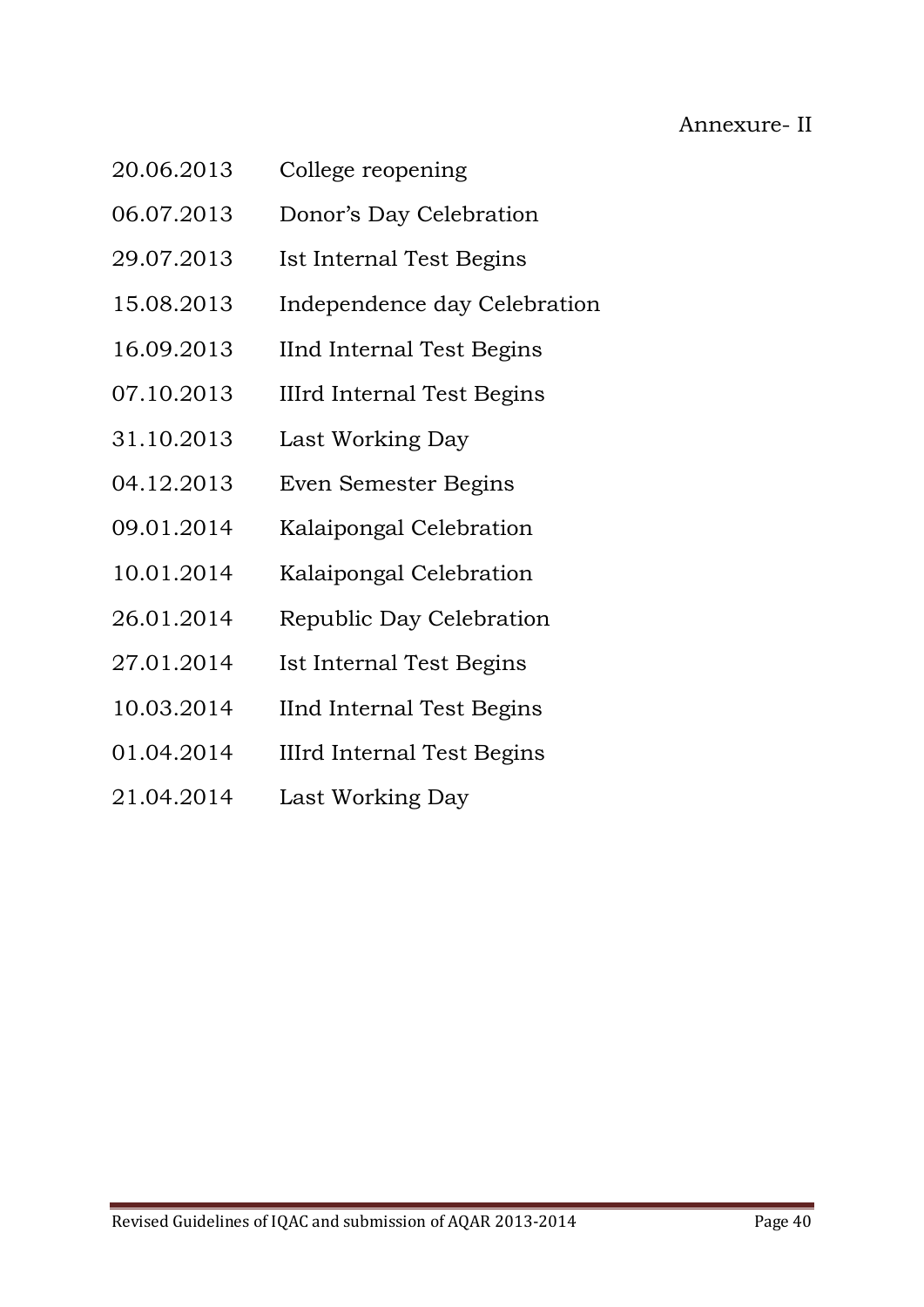Annexure- II

| | |
|---|---|
| 20.06.2013 | College reopening |
| 06.07.2013 | Donor's Day Celebration |
| 29.07.2013 | Ist Internal Test Begins |
| 15.08.2013 | Independence day Celebration |
| 16.09.2013 | IInd Internal Test Begins |
| 07.10.2013 | IIIrd Internal Test Begins |
| 31.10.2013 | Last Working Day |
| 04.12.2013 | Even Semester Begins |
| 09.01.2014 | Kalaipongal Celebration |
| 10.01.2014 | Kalaipongal Celebration |
| 26.01.2014 | Republic Day Celebration |
| 27.01.2014 | Ist Internal Test Begins |
| 10.03.2014 | IInd Internal Test Begins |
| 01.04.2014 | IIIrd Internal Test Begins |
| 21.04.2014 | Last Working Day |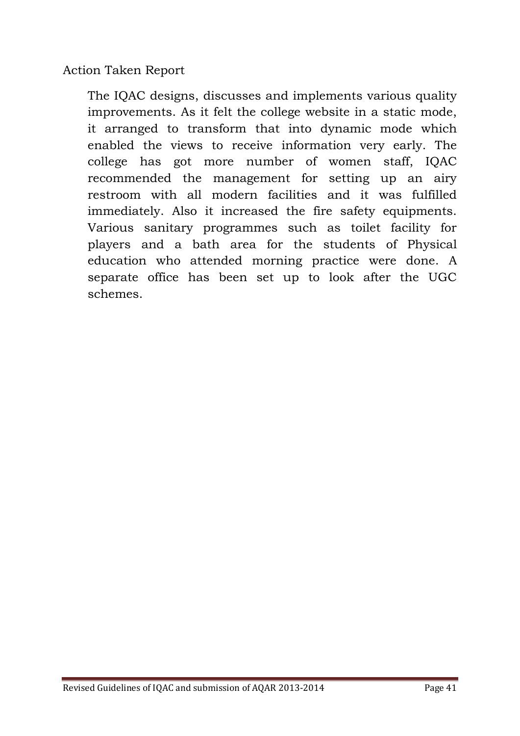Action Taken Report

The IQAC designs, discusses and implements various quality improvements. As it felt the college website in a static mode, it arranged to transform that into dynamic mode which enabled the views to receive information very early. The college has got more number of women staff, IQAC recommended the management for setting up an airy restroom with all modern facilities and it was fulfilled immediately. Also it increased the fire safety equipments. Various sanitary programmes such as toilet facility for players and a bath area for the students of Physical education who attended morning practice were done. A separate office has been set up to look after the UGC schemes.